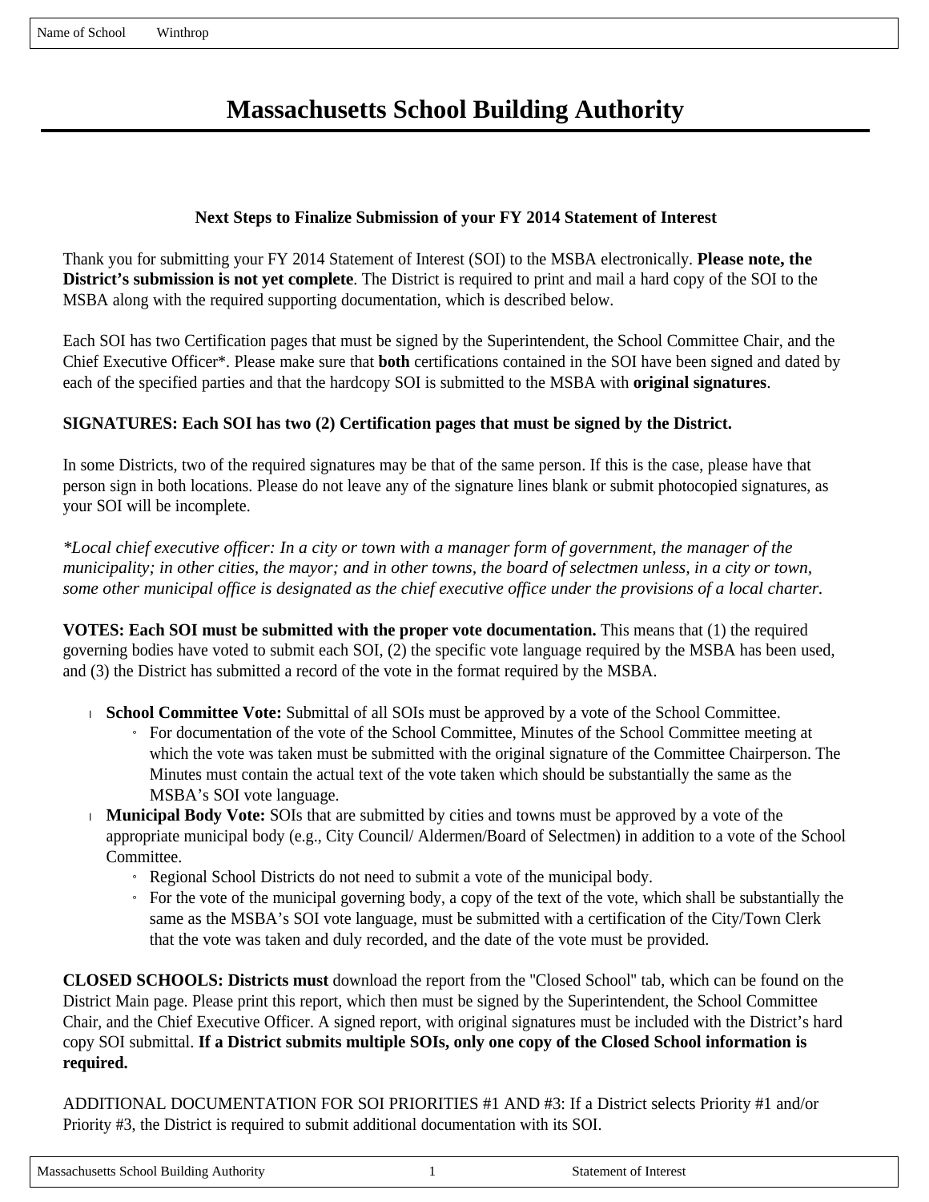Name of School Winthrop

# Massachusetts School Building Authority

### Next Steps to Finalize Submission of your FY 2014 Statement of Interest

Thank you for submitting your FY 2014 Statement of Interest (SOI) to the MSBA electronically. **Please note, the District's submission is not yet complete**. The District is required to print and mail a hard copy of the SOI to the MSBA along with the required supporting documentation, which is described below.

Each SOI has two Certification pages that must be signed by the Superintendent, the School Committee Chair, and the Chief Executive Officer*. Please make sure that **both** certifications contained in the SOI have been signed and dated by each of the specified parties and that the hardcopy SOI is submitted to the MSBA with **original signatures**.

**SIGNATURES: Each SOI has two (2) Certification pages that must be signed by the District.**

In some Districts, two of the required signatures may be that of the same person. If this is the case, please have that person sign in both locations. Please do not leave any of the signature lines blank or submit photocopied signatures, as your SOI will be incomplete.

*\*Local chief executive officer: In a city or town with a manager form of government, the manager of the municipality; in other cities, the mayor; and in other towns, the board of selectmen unless, in a city or town, some other municipal office is designated as the chief executive office under the provisions of a local charter.*

**VOTES: Each SOI must be submitted with the proper vote documentation.** This means that (1) the required governing bodies have voted to submit each SOI, (2) the specific vote language required by the MSBA has been used, and (3) the District has submitted a record of the vote in the format required by the MSBA.

- **School Committee Vote:** Submittal of all SOIs must be approved by a vote of the School Committee.
  - For documentation of the vote of the School Committee, Minutes of the School Committee meeting at which the vote was taken must be submitted with the original signature of the Committee Chairperson. The Minutes must contain the actual text of the vote taken which should be substantially the same as the MSBA's SOI vote language.
- **Municipal Body Vote:** SOIs that are submitted by cities and towns must be approved by a vote of the appropriate municipal body (e.g., City Council/ Aldermen/Board of Selectmen) in addition to a vote of the School Committee.
  - Regional School Districts do not need to submit a vote of the municipal body.
  - For the vote of the municipal governing body, a copy of the text of the vote, which shall be substantially the same as the MSBA's SOI vote language, must be submitted with a certification of the City/Town Clerk that the vote was taken and duly recorded, and the date of the vote must be provided.

**CLOSED SCHOOLS: Districts must** download the report from the "Closed School" tab, which can be found on the District Main page. Please print this report, which then must be signed by the Superintendent, the School Committee Chair, and the Chief Executive Officer. A signed report, with original signatures must be included with the District's hard copy SOI submittal. **If a District submits multiple SOIs, only one copy of the Closed School information is required.**

ADDITIONAL DOCUMENTATION FOR SOI PRIORITIES #1 AND #3: If a District selects Priority #1 and/or Priority #3, the District is required to submit additional documentation with its SOI.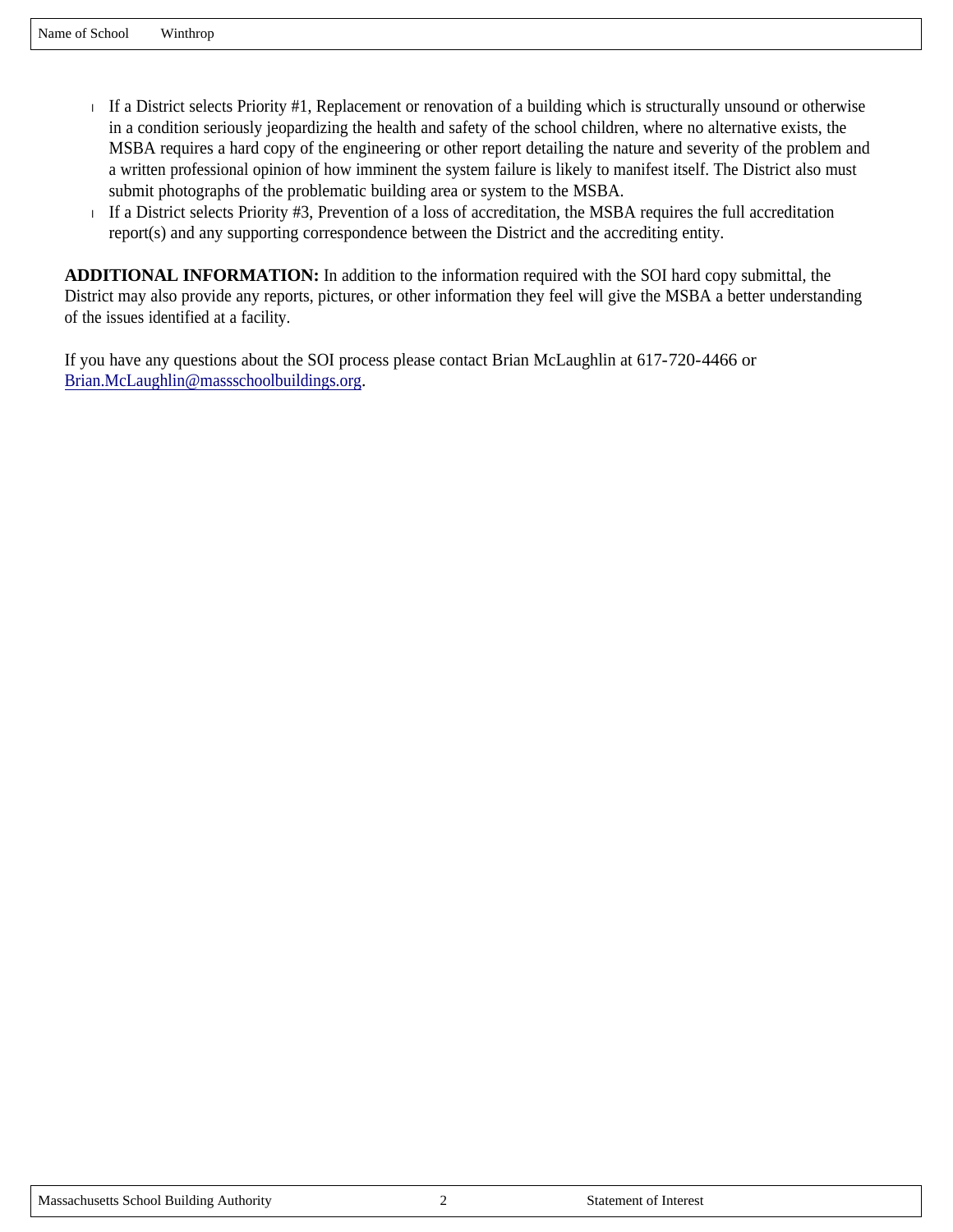- If a District selects Priority #1, Replacement or renovation of a building which is structurally unsound or otherwise in a condition seriously jeopardizing the health and safety of the school children, where no alternative exists, the MSBA requires a hard copy of the engineering or other report detailing the nature and severity of the problem and a written professional opinion of how imminent the system failure is likely to manifest itself. The District also must submit photographs of the problematic building area or system to the MSBA.
- If a District selects Priority #3, Prevention of a loss of accreditation, the MSBA requires the full accreditation report(s) and any supporting correspondence between the District and the accrediting entity.

**ADDITIONAL INFORMATION:** In addition to the information required with the SOI hard copy submittal, the District may also provide any reports, pictures, or other information they feel will give the MSBA a better understanding of the issues identified at a facility.

If you have any questions about the SOI process please contact Brian McLaughlin at 617-720-4466 or Brian.McLaughlin@massschoolbuildings.org.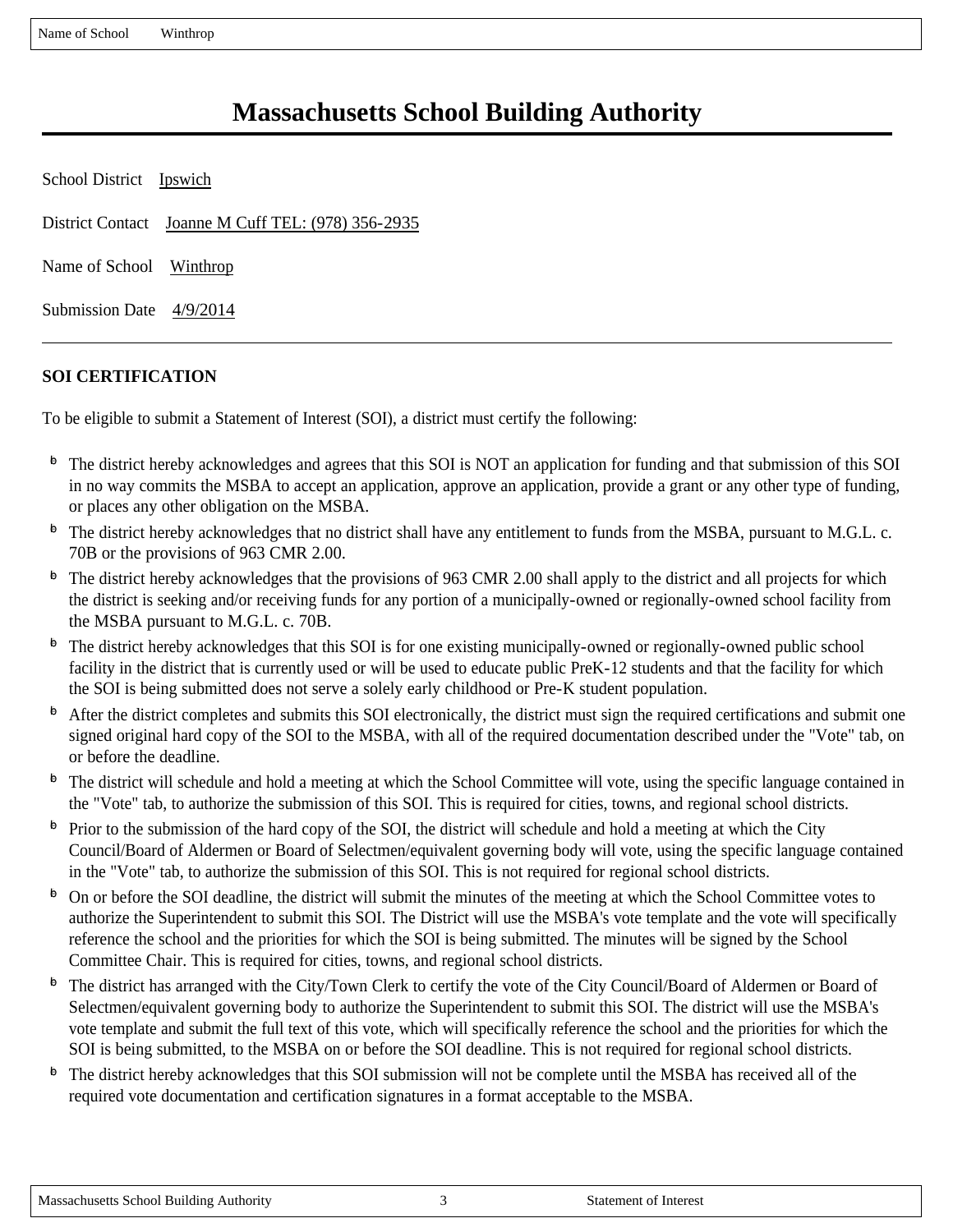# Massachusetts School Building Authority

School District Ipswich

District Contact Joanne M Cuff TEL: (978) 356-2935

Name of School Winthrop

Submission Date 4/9/2014

---

**SOI CERTIFICATION**

To be eligible to submit a Statement of Interest (SOI), a district must certify the following:

- The district hereby acknowledges and agrees that this SOI is NOT an application for funding and that submission of this SOI in no way commits the MSBA to accept an application, approve an application, provide a grant or any other type of funding, or places any other obligation on the MSBA.
- The district hereby acknowledges that no district shall have any entitlement to funds from the MSBA, pursuant to M.G.L. c. 70B or the provisions of 963 CMR 2.00.
- The district hereby acknowledges that the provisions of 963 CMR 2.00 shall apply to the district and all projects for which the district is seeking and/or receiving funds for any portion of a municipally-owned or regionally-owned school facility from the MSBA pursuant to M.G.L. c. 70B.
- The district hereby acknowledges that this SOI is for one existing municipally-owned or regionally-owned public school facility in the district that is currently used or will be used to educate public PreK-12 students and that the facility for which the SOI is being submitted does not serve a solely early childhood or Pre-K student population.
- After the district completes and submits this SOI electronically, the district must sign the required certifications and submit one signed original hard copy of the SOI to the MSBA, with all of the required documentation described under the "Vote" tab, on or before the deadline.
- The district will schedule and hold a meeting at which the School Committee will vote, using the specific language contained in the "Vote" tab, to authorize the submission of this SOI. This is required for cities, towns, and regional school districts.
- Prior to the submission of the hard copy of the SOI, the district will schedule and hold a meeting at which the City Council/Board of Aldermen or Board of Selectmen/equivalent governing body will vote, using the specific language contained in the "Vote" tab, to authorize the submission of this SOI. This is not required for regional school districts.
- On or before the SOI deadline, the district will submit the minutes of the meeting at which the School Committee votes to authorize the Superintendent to submit this SOI. The District will use the MSBA's vote template and the vote will specifically reference the school and the priorities for which the SOI is being submitted. The minutes will be signed by the School Committee Chair. This is required for cities, towns, and regional school districts.
- The district has arranged with the City/Town Clerk to certify the vote of the City Council/Board of Aldermen or Board of Selectmen/equivalent governing body to authorize the Superintendent to submit this SOI. The district will use the MSBA's vote template and submit the full text of this vote, which will specifically reference the school and the priorities for which the SOI is being submitted, to the MSBA on or before the SOI deadline. This is not required for regional school districts.
- The district hereby acknowledges that this SOI submission will not be complete until the MSBA has received all of the required vote documentation and certification signatures in a format acceptable to the MSBA.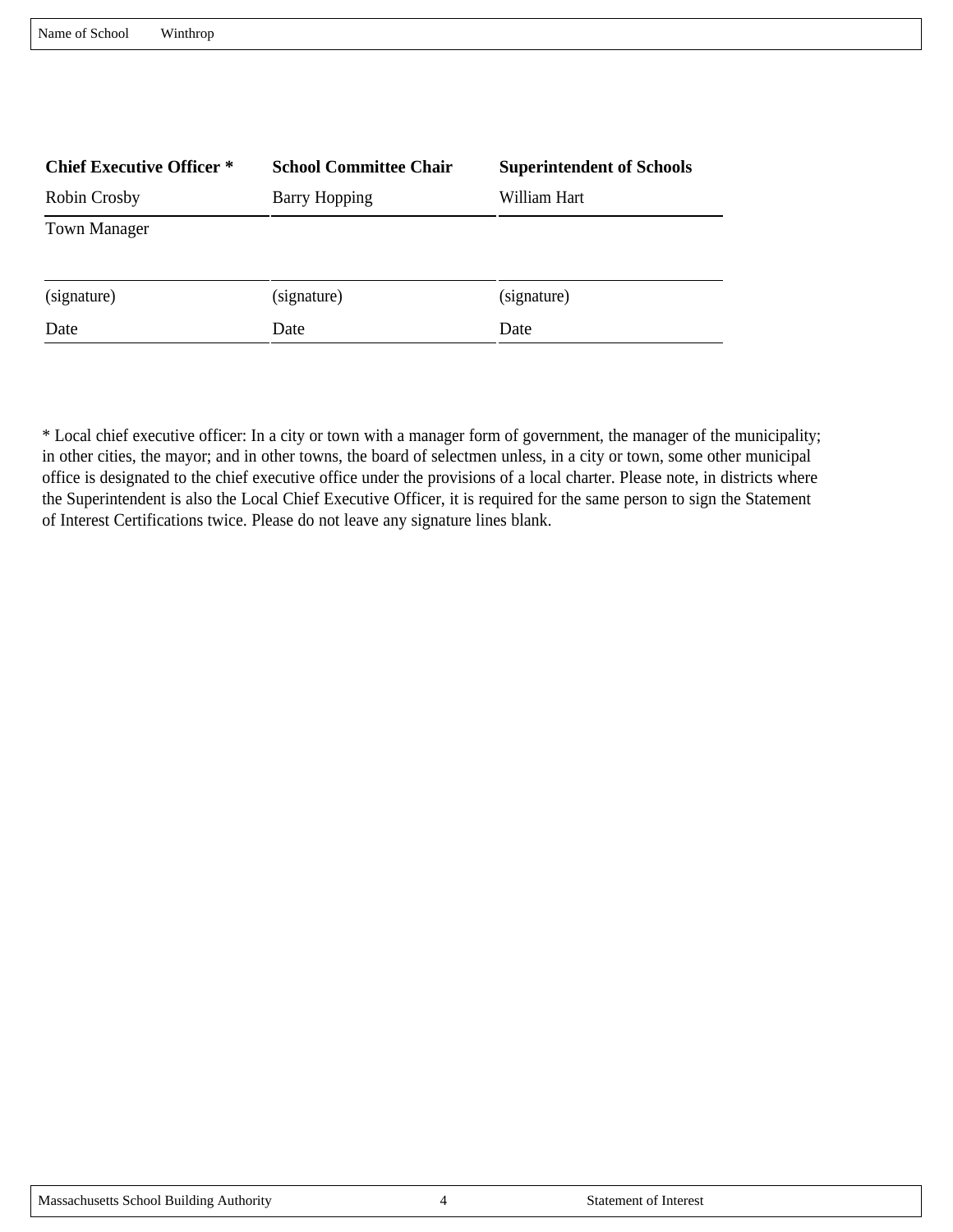Name of School Winthrop

| Chief Executive Officer * | School Committee Chair | Superintendent of Schools |
| --- | --- | --- |
| Robin Crosby | Barry Hopping | William Hart |
| Town Manager | | |
| | | |
| (signature) | (signature) | (signature) |
| Date | Date | Date |

* Local chief executive officer: In a city or town with a manager form of government, the manager of the municipality; in other cities, the mayor; and in other towns, the board of selectmen unless, in a city or town, some other municipal office is designated to the chief executive office under the provisions of a local charter. Please note, in districts where the Superintendent is also the Local Chief Executive Officer, it is required for the same person to sign the Statement of Interest Certifications twice. Please do not leave any signature lines blank.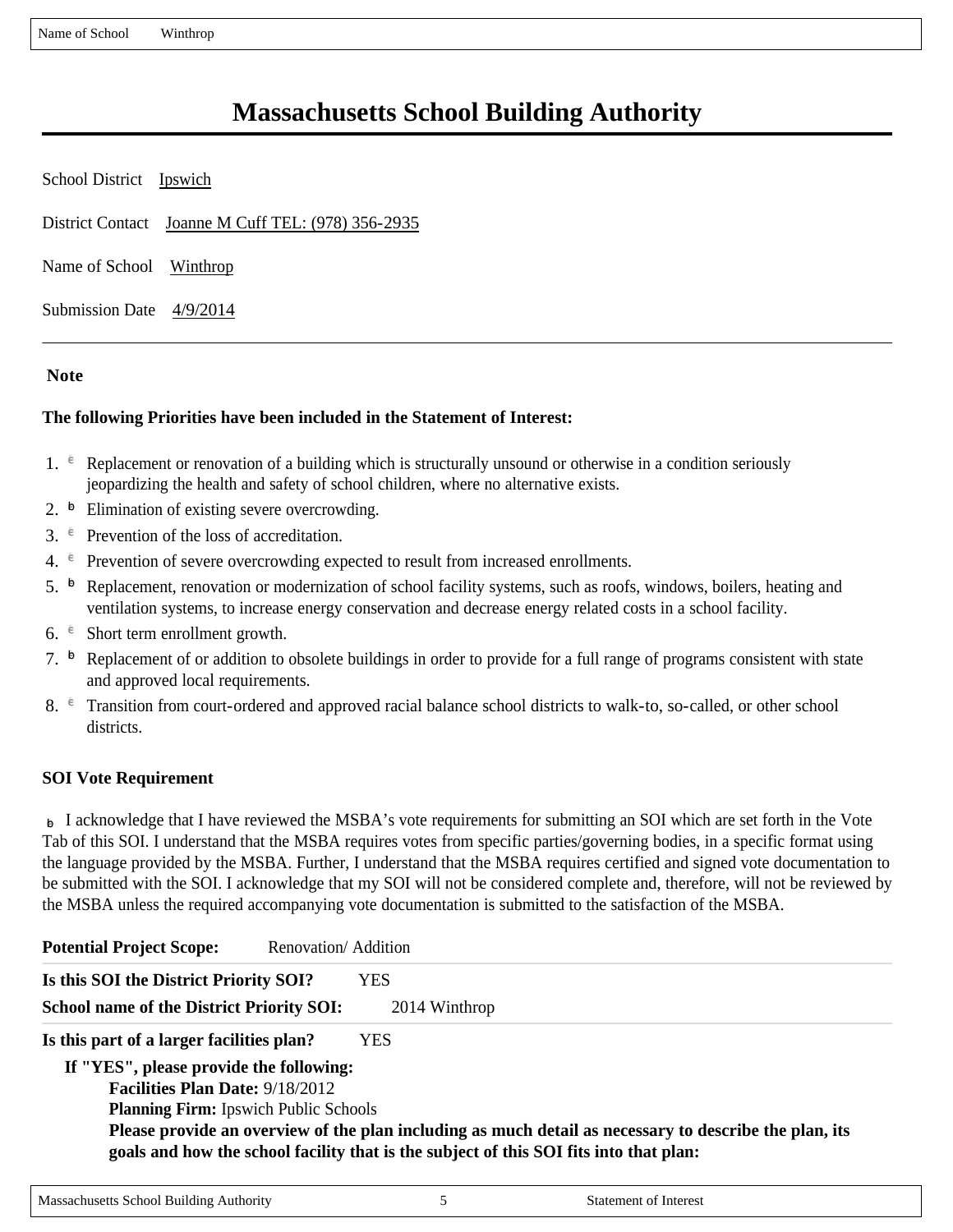# Massachusetts School Building Authority

School District Ipswich

District Contact Joanne M Cuff TEL: (978) 356-2935

Name of School Winthrop

Submission Date 4/9/2014

---

**Note**

**The following Priorities have been included in the Statement of Interest:**

1. ☐ Replacement or renovation of a building which is structurally unsound or otherwise in a condition seriously jeopardizing the health and safety of school children, where no alternative exists.
2. ☑ Elimination of existing severe overcrowding.
3. ☐ Prevention of the loss of accreditation.
4. ☐ Prevention of severe overcrowding expected to result from increased enrollments.
5. ☑ Replacement, renovation or modernization of school facility systems, such as roofs, windows, boilers, heating and ventilation systems, to increase energy conservation and decrease energy related costs in a school facility.
6. ☐ Short term enrollment growth.
7. ☑ Replacement of or addition to obsolete buildings in order to provide for a full range of programs consistent with state and approved local requirements.
8. ☐ Transition from court-ordered and approved racial balance school districts to walk-to, so-called, or other school districts.

**SOI Vote Requirement**

☑ I acknowledge that I have reviewed the MSBA's vote requirements for submitting an SOI which are set forth in the Vote Tab of this SOI. I understand that the MSBA requires votes from specific parties/governing bodies, in a specific format using the language provided by the MSBA. Further, I understand that the MSBA requires certified and signed vote documentation to be submitted with the SOI. I acknowledge that my SOI will not be considered complete and, therefore, will not be reviewed by the MSBA unless the required accompanying vote documentation is submitted to the satisfaction of the MSBA.

**Potential Project Scope:** Renovation/ Addition

**Is this SOI the District Priority SOI?** YES

**School name of the District Priority SOI:** 2014 Winthrop

**Is this part of a larger facilities plan?** YES

**If "YES", please provide the following:**

**Facilities Plan Date:** 9/18/2012

**Planning Firm:** Ipswich Public Schools

**Please provide an overview of the plan including as much detail as necessary to describe the plan, its goals and how the school facility that is the subject of this SOI fits into that plan:**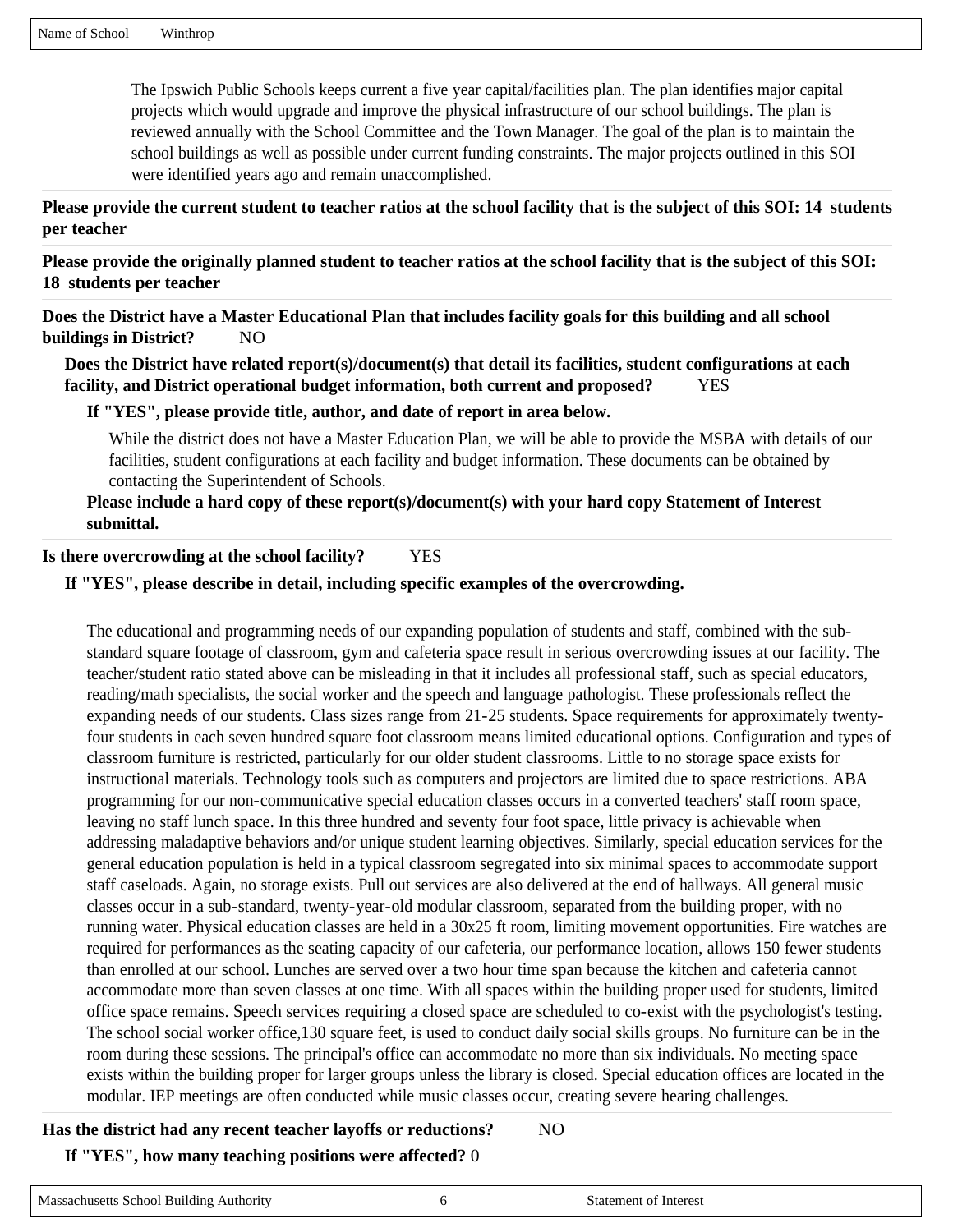The Ipswich Public Schools keeps current a five year capital/facilities plan. The plan identifies major capital projects which would upgrade and improve the physical infrastructure of our school buildings. The plan is reviewed annually with the School Committee and the Town Manager. The goal of the plan is to maintain the school buildings as well as possible under current funding constraints. The major projects outlined in this SOI were identified years ago and remain unaccomplished.

**Please provide the current student to teacher ratios at the school facility that is the subject of this SOI: 14 students per teacher**

**Please provide the originally planned student to teacher ratios at the school facility that is the subject of this SOI: 18 students per teacher**

**Does the District have a Master Educational Plan that includes facility goals for this building and all school buildings in District?** NO

**Does the District have related report(s)/document(s) that detail its facilities, student configurations at each facility, and District operational budget information, both current and proposed?** YES

**If "YES", please provide title, author, and date of report in area below.**

While the district does not have a Master Education Plan, we will be able to provide the MSBA with details of our facilities, student configurations at each facility and budget information. These documents can be obtained by contacting the Superintendent of Schools.

**Please include a hard copy of these report(s)/document(s) with your hard copy Statement of Interest submittal.**

**Is there overcrowding at the school facility?** YES

**If "YES", please describe in detail, including specific examples of the overcrowding.**

The educational and programming needs of our expanding population of students and staff, combined with the sub-standard square footage of classroom, gym and cafeteria space result in serious overcrowding issues at our facility. The teacher/student ratio stated above can be misleading in that it includes all professional staff, such as special educators, reading/math specialists, the social worker and the speech and language pathologist. These professionals reflect the expanding needs of our students. Class sizes range from 21-25 students. Space requirements for approximately twenty-four students in each seven hundred square foot classroom means limited educational options. Configuration and types of classroom furniture is restricted, particularly for our older student classrooms. Little to no storage space exists for instructional materials. Technology tools such as computers and projectors are limited due to space restrictions. ABA programming for our non-communicative special education classes occurs in a converted teachers' staff room space, leaving no staff lunch space. In this three hundred and seventy four foot space, little privacy is achievable when addressing maladaptive behaviors and/or unique student learning objectives. Similarly, special education services for the general education population is held in a typical classroom segregated into six minimal spaces to accommodate support staff caseloads. Again, no storage exists. Pull out services are also delivered at the end of hallways. All general music classes occur in a sub-standard, twenty-year-old modular classroom, separated from the building proper, with no running water. Physical education classes are held in a 30x25 ft room, limiting movement opportunities. Fire watches are required for performances as the seating capacity of our cafeteria, our performance location, allows 150 fewer students than enrolled at our school. Lunches are served over a two hour time span because the kitchen and cafeteria cannot accommodate more than seven classes at one time. With all spaces within the building proper used for students, limited office space remains. Speech services requiring a closed space are scheduled to co-exist with the psychologist's testing. The school social worker office,130 square feet, is used to conduct daily social skills groups. No furniture can be in the room during these sessions. The principal's office can accommodate no more than six individuals. No meeting space exists within the building proper for larger groups unless the library is closed. Special education offices are located in the modular. IEP meetings are often conducted while music classes occur, creating severe hearing challenges.

**Has the district had any recent teacher layoffs or reductions?** NO

**If "YES", how many teaching positions were affected?** 0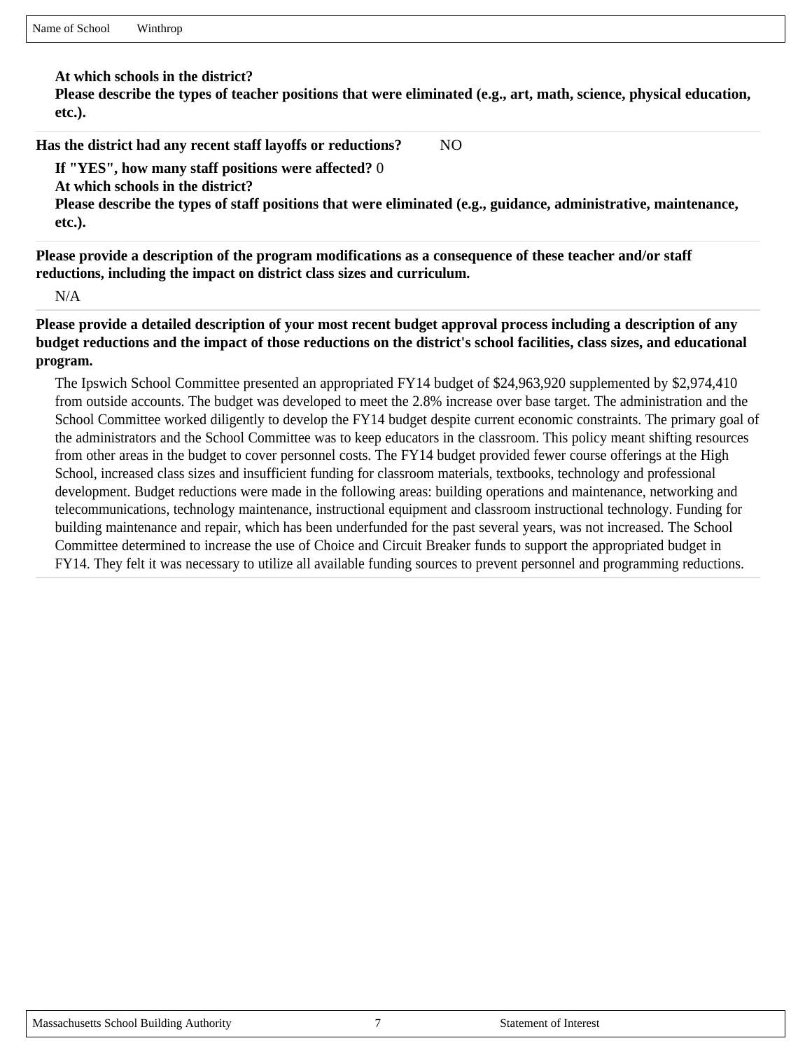Name of School Winthrop

**At which schools in the district?**

**Please describe the types of teacher positions that were eliminated (e.g., art, math, science, physical education, etc.).**

**Has the district had any recent staff layoffs or reductions?** NO

**If "YES", how many staff positions were affected?** 0

**At which schools in the district?**

**Please describe the types of staff positions that were eliminated (e.g., guidance, administrative, maintenance, etc.).**

**Please provide a description of the program modifications as a consequence of these teacher and/or staff reductions, including the impact on district class sizes and curriculum.**

N/A

**Please provide a detailed description of your most recent budget approval process including a description of any budget reductions and the impact of those reductions on the district's school facilities, class sizes, and educational program.**

The Ipswich School Committee presented an appropriated FY14 budget of $24,963,920 supplemented by $2,974,410 from outside accounts. The budget was developed to meet the 2.8% increase over base target. The administration and the School Committee worked diligently to develop the FY14 budget despite current economic constraints. The primary goal of the administrators and the School Committee was to keep educators in the classroom. This policy meant shifting resources from other areas in the budget to cover personnel costs. The FY14 budget provided fewer course offerings at the High School, increased class sizes and insufficient funding for classroom materials, textbooks, technology and professional development. Budget reductions were made in the following areas: building operations and maintenance, networking and telecommunications, technology maintenance, instructional equipment and classroom instructional technology. Funding for building maintenance and repair, which has been underfunded for the past several years, was not increased. The School Committee determined to increase the use of Choice and Circuit Breaker funds to support the appropriated budget in FY14. They felt it was necessary to utilize all available funding sources to prevent personnel and programming reductions.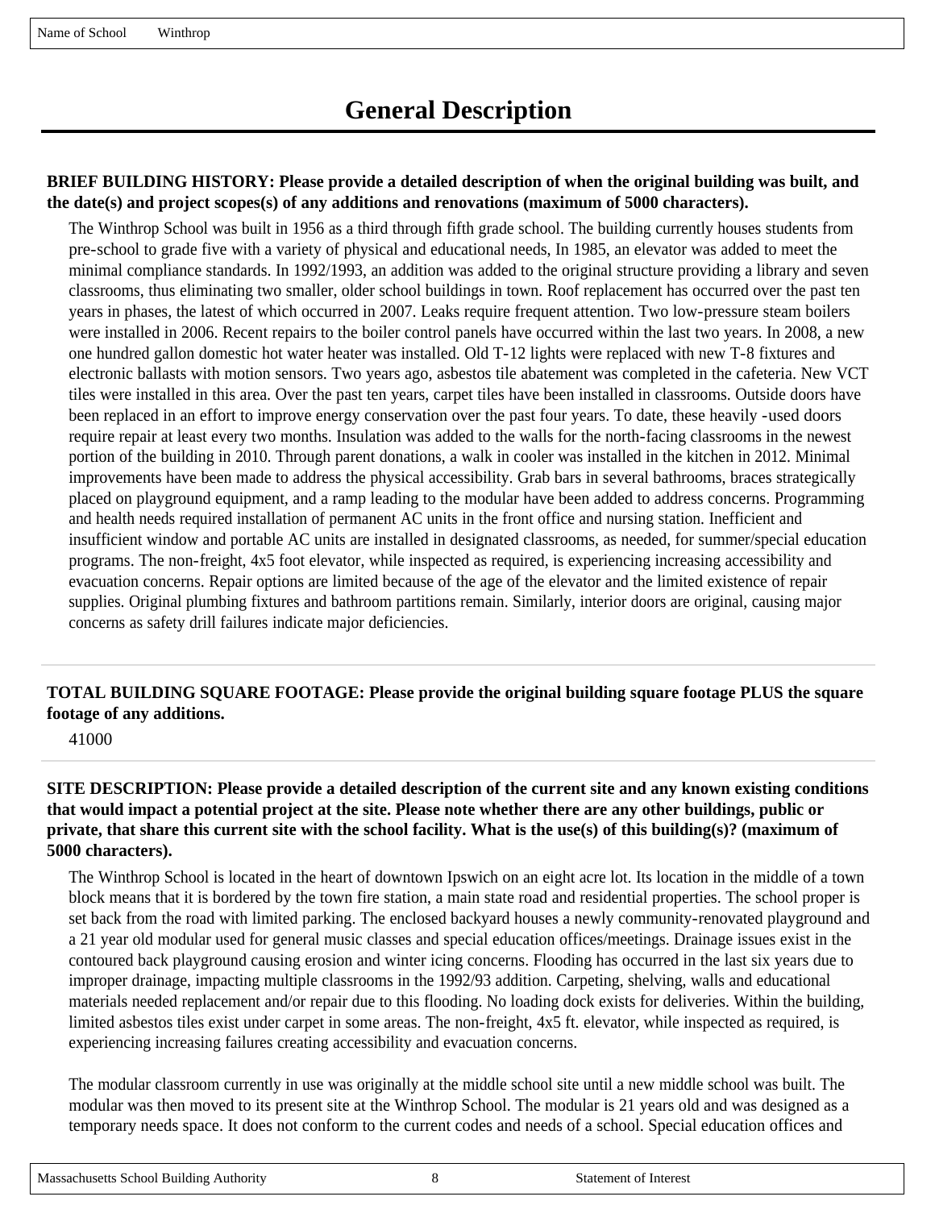Name of School Winthrop

# General Description

**BRIEF BUILDING HISTORY: Please provide a detailed description of when the original building was built, and the date(s) and project scopes(s) of any additions and renovations (maximum of 5000 characters).**

The Winthrop School was built in 1956 as a third through fifth grade school. The building currently houses students from pre-school to grade five with a variety of physical and educational needs, In 1985, an elevator was added to meet the minimal compliance standards. In 1992/1993, an addition was added to the original structure providing a library and seven classrooms, thus eliminating two smaller, older school buildings in town. Roof replacement has occurred over the past ten years in phases, the latest of which occurred in 2007. Leaks require frequent attention. Two low-pressure steam boilers were installed in 2006. Recent repairs to the boiler control panels have occurred within the last two years. In 2008, a new one hundred gallon domestic hot water heater was installed. Old T-12 lights were replaced with new T-8 fixtures and electronic ballasts with motion sensors. Two years ago, asbestos tile abatement was completed in the cafeteria. New VCT tiles were installed in this area. Over the past ten years, carpet tiles have been installed in classrooms. Outside doors have been replaced in an effort to improve energy conservation over the past four years. To date, these heavily -used doors require repair at least every two months. Insulation was added to the walls for the north-facing classrooms in the newest portion of the building in 2010. Through parent donations, a walk in cooler was installed in the kitchen in 2012. Minimal improvements have been made to address the physical accessibility. Grab bars in several bathrooms, braces strategically placed on playground equipment, and a ramp leading to the modular have been added to address concerns. Programming and health needs required installation of permanent AC units in the front office and nursing station. Inefficient and insufficient window and portable AC units are installed in designated classrooms, as needed, for summer/special education programs. The non-freight, 4x5 foot elevator, while inspected as required, is experiencing increasing accessibility and evacuation concerns. Repair options are limited because of the age of the elevator and the limited existence of repair supplies. Original plumbing fixtures and bathroom partitions remain. Similarly, interior doors are original, causing major concerns as safety drill failures indicate major deficiencies.

**TOTAL BUILDING SQUARE FOOTAGE: Please provide the original building square footage PLUS the square footage of any additions.**

41000

**SITE DESCRIPTION: Please provide a detailed description of the current site and any known existing conditions that would impact a potential project at the site. Please note whether there are any other buildings, public or private, that share this current site with the school facility. What is the use(s) of this building(s)? (maximum of 5000 characters).**

The Winthrop School is located in the heart of downtown Ipswich on an eight acre lot. Its location in the middle of a town block means that it is bordered by the town fire station, a main state road and residential properties. The school proper is set back from the road with limited parking. The enclosed backyard houses a newly community-renovated playground and a 21 year old modular used for general music classes and special education offices/meetings. Drainage issues exist in the contoured back playground causing erosion and winter icing concerns. Flooding has occurred in the last six years due to improper drainage, impacting multiple classrooms in the 1992/93 addition. Carpeting, shelving, walls and educational materials needed replacement and/or repair due to this flooding. No loading dock exists for deliveries. Within the building, limited asbestos tiles exist under carpet in some areas. The non-freight, 4x5 ft. elevator, while inspected as required, is experiencing increasing failures creating accessibility and evacuation concerns.

The modular classroom currently in use was originally at the middle school site until a new middle school was built. The modular was then moved to its present site at the Winthrop School. The modular is 21 years old and was designed as a temporary needs space. It does not conform to the current codes and needs of a school. Special education offices and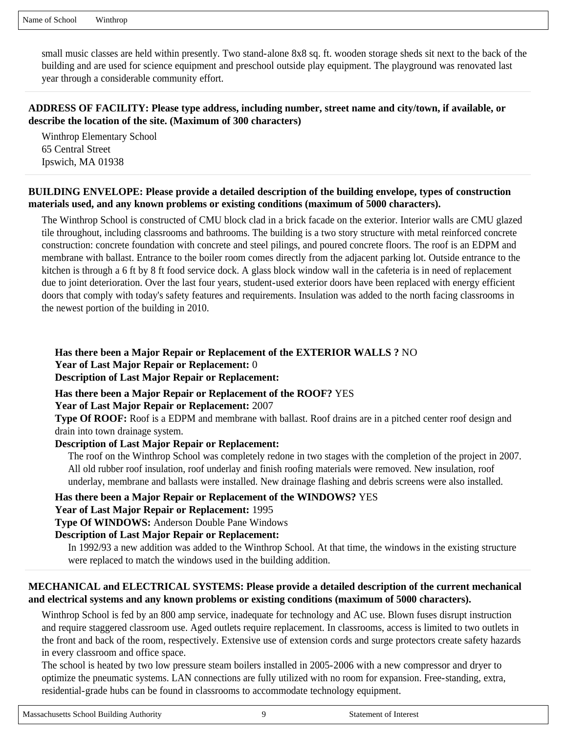small music classes are held within presently. Two stand-alone 8x8 sq. ft. wooden storage sheds sit next to the back of the building and are used for science equipment and preschool outside play equipment. The playground was renovated last year through a considerable community effort.

**ADDRESS OF FACILITY: Please type address, including number, street name and city/town, if available, or describe the location of the site. (Maximum of 300 characters)**

Winthrop Elementary School
65 Central Street
Ipswich, MA 01938

**BUILDING ENVELOPE: Please provide a detailed description of the building envelope, types of construction materials used, and any known problems or existing conditions (maximum of 5000 characters).**

The Winthrop School is constructed of CMU block clad in a brick facade on the exterior. Interior walls are CMU glazed tile throughout, including classrooms and bathrooms. The building is a two story structure with metal reinforced concrete construction: concrete foundation with concrete and steel pilings, and poured concrete floors. The roof is an EDPM and membrane with ballast. Entrance to the boiler room comes directly from the adjacent parking lot. Outside entrance to the kitchen is through a 6 ft by 8 ft food service dock. A glass block window wall in the cafeteria is in need of replacement due to joint deterioration. Over the last four years, student-used exterior doors have been replaced with energy efficient doors that comply with today's safety features and requirements. Insulation was added to the north facing classrooms in the newest portion of the building in 2010.

**Has there been a Major Repair or Replacement of the EXTERIOR WALLS ?** NO
**Year of Last Major Repair or Replacement:** 0
**Description of Last Major Repair or Replacement:**

**Has there been a Major Repair or Replacement of the ROOF?** YES
**Year of Last Major Repair or Replacement:** 2007
**Type Of ROOF:** Roof is a EDPM and membrane with ballast. Roof drains are in a pitched center roof design and drain into town drainage system.
**Description of Last Major Repair or Replacement:**

The roof on the Winthrop School was completely redone in two stages with the completion of the project in 2007. All old rubber roof insulation, roof underlay and finish roofing materials were removed. New insulation, roof underlay, membrane and ballasts were installed. New drainage flashing and debris screens were also installed.

**Has there been a Major Repair or Replacement of the WINDOWS?** YES
**Year of Last Major Repair or Replacement:** 1995
**Type Of WINDOWS:** Anderson Double Pane Windows
**Description of Last Major Repair or Replacement:**

In 1992/93 a new addition was added to the Winthrop School. At that time, the windows in the existing structure were replaced to match the windows used in the building addition.

**MECHANICAL and ELECTRICAL SYSTEMS: Please provide a detailed description of the current mechanical and electrical systems and any known problems or existing conditions (maximum of 5000 characters).**

Winthrop School is fed by an 800 amp service, inadequate for technology and AC use. Blown fuses disrupt instruction and require staggered classroom use. Aged outlets require replacement. In classrooms, access is limited to two outlets in the front and back of the room, respectively. Extensive use of extension cords and surge protectors create safety hazards in every classroom and office space.
The school is heated by two low pressure steam boilers installed in 2005-2006 with a new compressor and dryer to optimize the pneumatic systems. LAN connections are fully utilized with no room for expansion. Free-standing, extra, residential-grade hubs can be found in classrooms to accommodate technology equipment.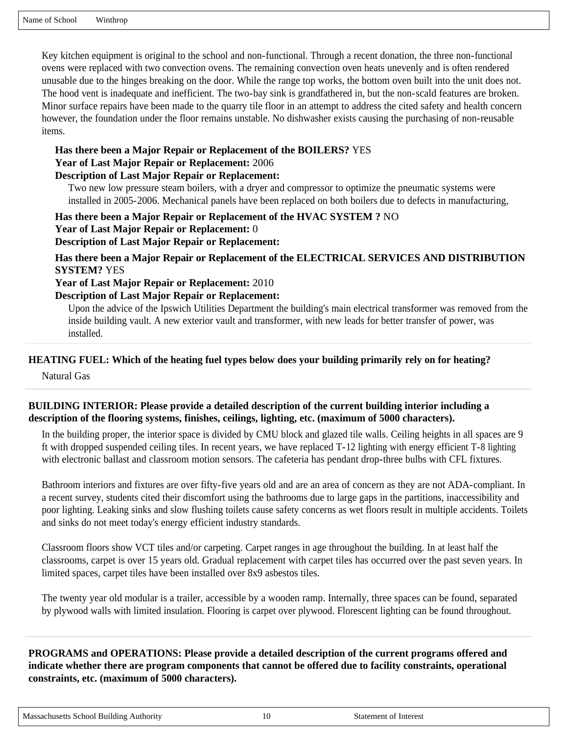Key kitchen equipment is original to the school and non-functional. Through a recent donation, the three non-functional ovens were replaced with two convection ovens. The remaining convection oven heats unevenly and is often rendered unusable due to the hinges breaking on the door. While the range top works, the bottom oven built into the unit does not. The hood vent is inadequate and inefficient. The two-bay sink is grandfathered in, but the non-scald features are broken. Minor surface repairs have been made to the quarry tile floor in an attempt to address the cited safety and health concern however, the foundation under the floor remains unstable. No dishwasher exists causing the purchasing of non-reusable items.

**Has there been a Major Repair or Replacement of the BOILERS?** YES
**Year of Last Major Repair or Replacement:** 2006
**Description of Last Major Repair or Replacement:**

Two new low pressure steam boilers, with a dryer and compressor to optimize the pneumatic systems were installed in 2005-2006. Mechanical panels have been replaced on both boilers due to defects in manufacturing,

**Has there been a Major Repair or Replacement of the HVAC SYSTEM ?** NO
**Year of Last Major Repair or Replacement:** 0
**Description of Last Major Repair or Replacement:**

**Has there been a Major Repair or Replacement of the ELECTRICAL SERVICES AND DISTRIBUTION SYSTEM?** YES
**Year of Last Major Repair or Replacement:** 2010
**Description of Last Major Repair or Replacement:**

Upon the advice of the Ipswich Utilities Department the building's main electrical transformer was removed from the inside building vault. A new exterior vault and transformer, with new leads for better transfer of power, was installed.

---

**HEATING FUEL: Which of the heating fuel types below does your building primarily rely on for heating?**

Natural Gas

---

**BUILDING INTERIOR: Please provide a detailed description of the current building interior including a description of the flooring systems, finishes, ceilings, lighting, etc. (maximum of 5000 characters).**

In the building proper, the interior space is divided by CMU block and glazed tile walls. Ceiling heights in all spaces are 9 ft with dropped suspended ceiling tiles. In recent years, we have replaced T-12 lighting with energy efficient T-8 lighting with electronic ballast and classroom motion sensors. The cafeteria has pendant drop-three bulbs with CFL fixtures.

Bathroom interiors and fixtures are over fifty-five years old and are an area of concern as they are not ADA-compliant. In a recent survey, students cited their discomfort using the bathrooms due to large gaps in the partitions, inaccessibility and poor lighting. Leaking sinks and slow flushing toilets cause safety concerns as wet floors result in multiple accidents. Toilets and sinks do not meet today's energy efficient industry standards.

Classroom floors show VCT tiles and/or carpeting. Carpet ranges in age throughout the building. In at least half the classrooms, carpet is over 15 years old. Gradual replacement with carpet tiles has occurred over the past seven years. In limited spaces, carpet tiles have been installed over 8x9 asbestos tiles.

The twenty year old modular is a trailer, accessible by a wooden ramp. Internally, three spaces can be found, separated by plywood walls with limited insulation. Flooring is carpet over plywood. Florescent lighting can be found throughout.

---

**PROGRAMS and OPERATIONS: Please provide a detailed description of the current programs offered and indicate whether there are program components that cannot be offered due to facility constraints, operational constraints, etc. (maximum of 5000 characters).**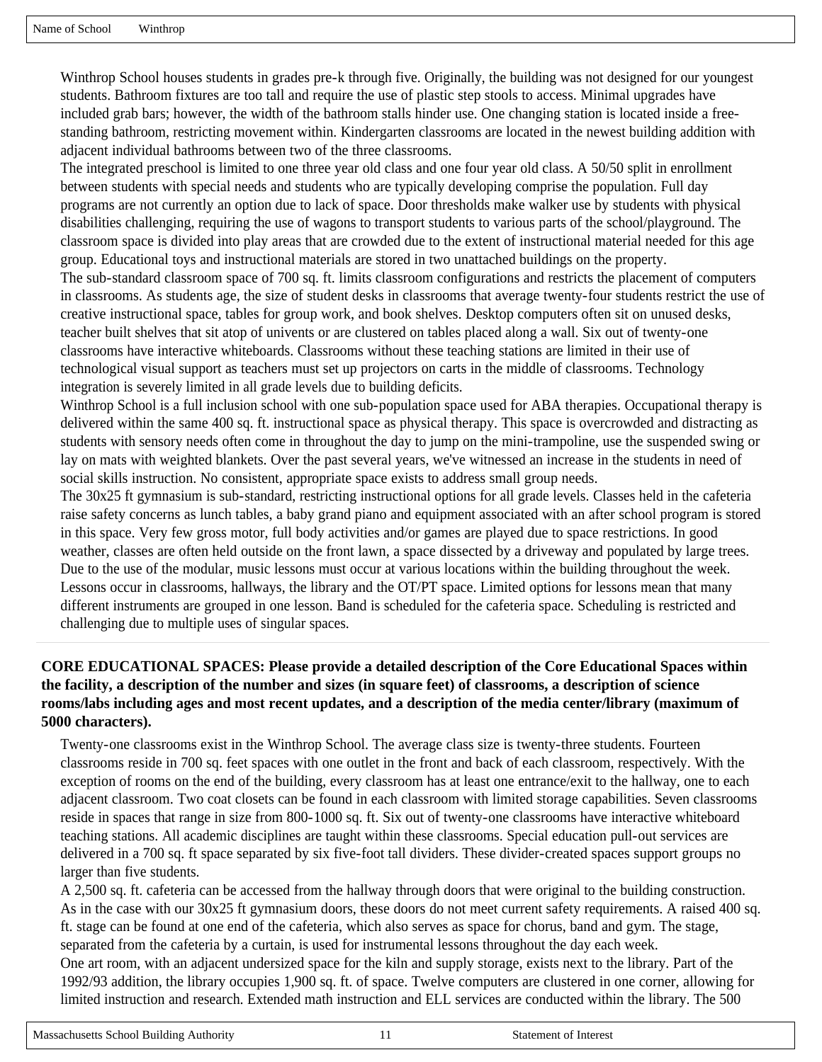| Name of School | Winthrop |
|---|---|

Winthrop School houses students in grades pre-k through five. Originally, the building was not designed for our youngest students. Bathroom fixtures are too tall and require the use of plastic step stools to access. Minimal upgrades have included grab bars; however, the width of the bathroom stalls hinder use. One changing station is located inside a free-standing bathroom, restricting movement within. Kindergarten classrooms are located in the newest building addition with adjacent individual bathrooms between two of the three classrooms.

The integrated preschool is limited to one three year old class and one four year old class. A 50/50 split in enrollment between students with special needs and students who are typically developing comprise the population. Full day programs are not currently an option due to lack of space. Door thresholds make walker use by students with physical disabilities challenging, requiring the use of wagons to transport students to various parts of the school/playground. The classroom space is divided into play areas that are crowded due to the extent of instructional material needed for this age group. Educational toys and instructional materials are stored in two unattached buildings on the property.

The sub-standard classroom space of 700 sq. ft. limits classroom configurations and restricts the placement of computers in classrooms. As students age, the size of student desks in classrooms that average twenty-four students restrict the use of creative instructional space, tables for group work, and book shelves. Desktop computers often sit on unused desks, teacher built shelves that sit atop of univents or are clustered on tables placed along a wall. Six out of twenty-one classrooms have interactive whiteboards. Classrooms without these teaching stations are limited in their use of technological visual support as teachers must set up projectors on carts in the middle of classrooms. Technology integration is severely limited in all grade levels due to building deficits.

Winthrop School is a full inclusion school with one sub-population space used for ABA therapies. Occupational therapy is delivered within the same 400 sq. ft. instructional space as physical therapy. This space is overcrowded and distracting as students with sensory needs often come in throughout the day to jump on the mini-trampoline, use the suspended swing or lay on mats with weighted blankets. Over the past several years, we've witnessed an increase in the students in need of social skills instruction. No consistent, appropriate space exists to address small group needs.

The 30x25 ft gymnasium is sub-standard, restricting instructional options for all grade levels. Classes held in the cafeteria raise safety concerns as lunch tables, a baby grand piano and equipment associated with an after school program is stored in this space. Very few gross motor, full body activities and/or games are played due to space restrictions. In good weather, classes are often held outside on the front lawn, a space dissected by a driveway and populated by large trees. Due to the use of the modular, music lessons must occur at various locations within the building throughout the week. Lessons occur in classrooms, hallways, the library and the OT/PT space. Limited options for lessons mean that many different instruments are grouped in one lesson. Band is scheduled for the cafeteria space. Scheduling is restricted and challenging due to multiple uses of singular spaces.

**CORE EDUCATIONAL SPACES: Please provide a detailed description of the Core Educational Spaces within the facility, a description of the number and sizes (in square feet) of classrooms, a description of science rooms/labs including ages and most recent updates, and a description of the media center/library (maximum of 5000 characters).**

Twenty-one classrooms exist in the Winthrop School. The average class size is twenty-three students. Fourteen classrooms reside in 700 sq. feet spaces with one outlet in the front and back of each classroom, respectively. With the exception of rooms on the end of the building, every classroom has at least one entrance/exit to the hallway, one to each adjacent classroom. Two coat closets can be found in each classroom with limited storage capabilities. Seven classrooms reside in spaces that range in size from 800-1000 sq. ft. Six out of twenty-one classrooms have interactive whiteboard teaching stations. All academic disciplines are taught within these classrooms. Special education pull-out services are delivered in a 700 sq. ft space separated by six five-foot tall dividers. These divider-created spaces support groups no larger than five students.

A 2,500 sq. ft. cafeteria can be accessed from the hallway through doors that were original to the building construction. As in the case with our 30x25 ft gymnasium doors, these doors do not meet current safety requirements. A raised 400 sq. ft. stage can be found at one end of the cafeteria, which also serves as space for chorus, band and gym. The stage, separated from the cafeteria by a curtain, is used for instrumental lessons throughout the day each week.

One art room, with an adjacent undersized space for the kiln and supply storage, exists next to the library. Part of the 1992/93 addition, the library occupies 1,900 sq. ft. of space. Twelve computers are clustered in one corner, allowing for limited instruction and research. Extended math instruction and ELL services are conducted within the library. The 500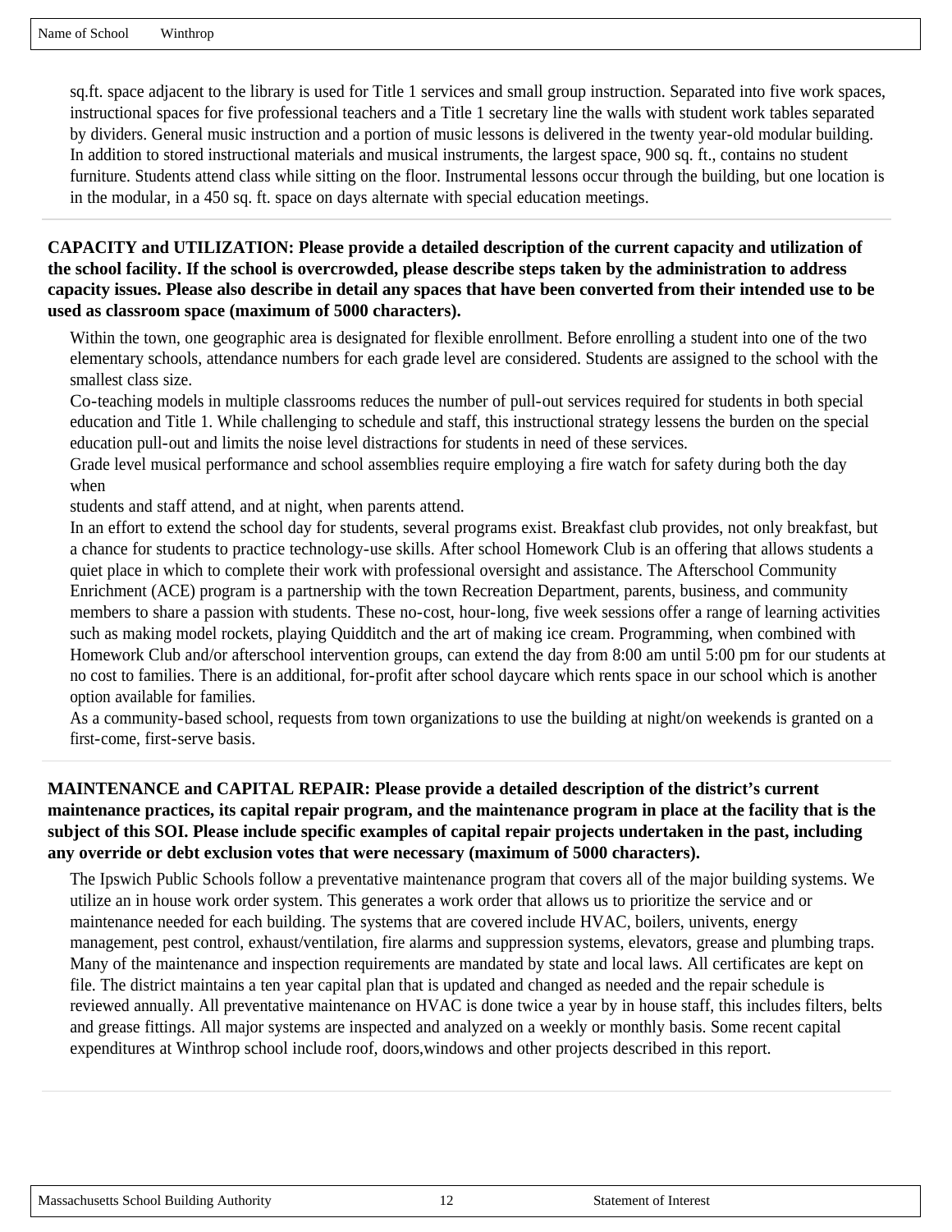sq.ft. space adjacent to the library is used for Title 1 services and small group instruction. Separated into five work spaces, instructional spaces for five professional teachers and a Title 1 secretary line the walls with student work tables separated by dividers. General music instruction and a portion of music lessons is delivered in the twenty year-old modular building. In addition to stored instructional materials and musical instruments, the largest space, 900 sq. ft., contains no student furniture. Students attend class while sitting on the floor. Instrumental lessons occur through the building, but one location is in the modular, in a 450 sq. ft. space on days alternate with special education meetings.

**CAPACITY and UTILIZATION: Please provide a detailed description of the current capacity and utilization of the school facility. If the school is overcrowded, please describe steps taken by the administration to address capacity issues. Please also describe in detail any spaces that have been converted from their intended use to be used as classroom space (maximum of 5000 characters).**

Within the town, one geographic area is designated for flexible enrollment. Before enrolling a student into one of the two elementary schools, attendance numbers for each grade level are considered. Students are assigned to the school with the smallest class size.

Co-teaching models in multiple classrooms reduces the number of pull-out services required for students in both special education and Title 1. While challenging to schedule and staff, this instructional strategy lessens the burden on the special education pull-out and limits the noise level distractions for students in need of these services.

Grade level musical performance and school assemblies require employing a fire watch for safety during both the day when
students and staff attend, and at night, when parents attend.

In an effort to extend the school day for students, several programs exist. Breakfast club provides, not only breakfast, but a chance for students to practice technology-use skills. After school Homework Club is an offering that allows students a quiet place in which to complete their work with professional oversight and assistance. The Afterschool Community Enrichment (ACE) program is a partnership with the town Recreation Department, parents, business, and community members to share a passion with students. These no-cost, hour-long, five week sessions offer a range of learning activities such as making model rockets, playing Quidditch and the art of making ice cream. Programming, when combined with Homework Club and/or afterschool intervention groups, can extend the day from 8:00 am until 5:00 pm for our students at no cost to families. There is an additional, for-profit after school daycare which rents space in our school which is another option available for families.

As a community-based school, requests from town organizations to use the building at night/on weekends is granted on a first-come, first-serve basis.

**MAINTENANCE and CAPITAL REPAIR: Please provide a detailed description of the district's current maintenance practices, its capital repair program, and the maintenance program in place at the facility that is the subject of this SOI. Please include specific examples of capital repair projects undertaken in the past, including any override or debt exclusion votes that were necessary (maximum of 5000 characters).**

The Ipswich Public Schools follow a preventative maintenance program that covers all of the major building systems. We utilize an in house work order system. This generates a work order that allows us to prioritize the service and or maintenance needed for each building. The systems that are covered include HVAC, boilers, univents, energy management, pest control, exhaust/ventilation, fire alarms and suppression systems, elevators, grease and plumbing traps. Many of the maintenance and inspection requirements are mandated by state and local laws. All certificates are kept on file. The district maintains a ten year capital plan that is updated and changed as needed and the repair schedule is reviewed annually. All preventative maintenance on HVAC is done twice a year by in house staff, this includes filters, belts and grease fittings. All major systems are inspected and analyzed on a weekly or monthly basis. Some recent capital expenditures at Winthrop school include roof, doors,windows and other projects described in this report.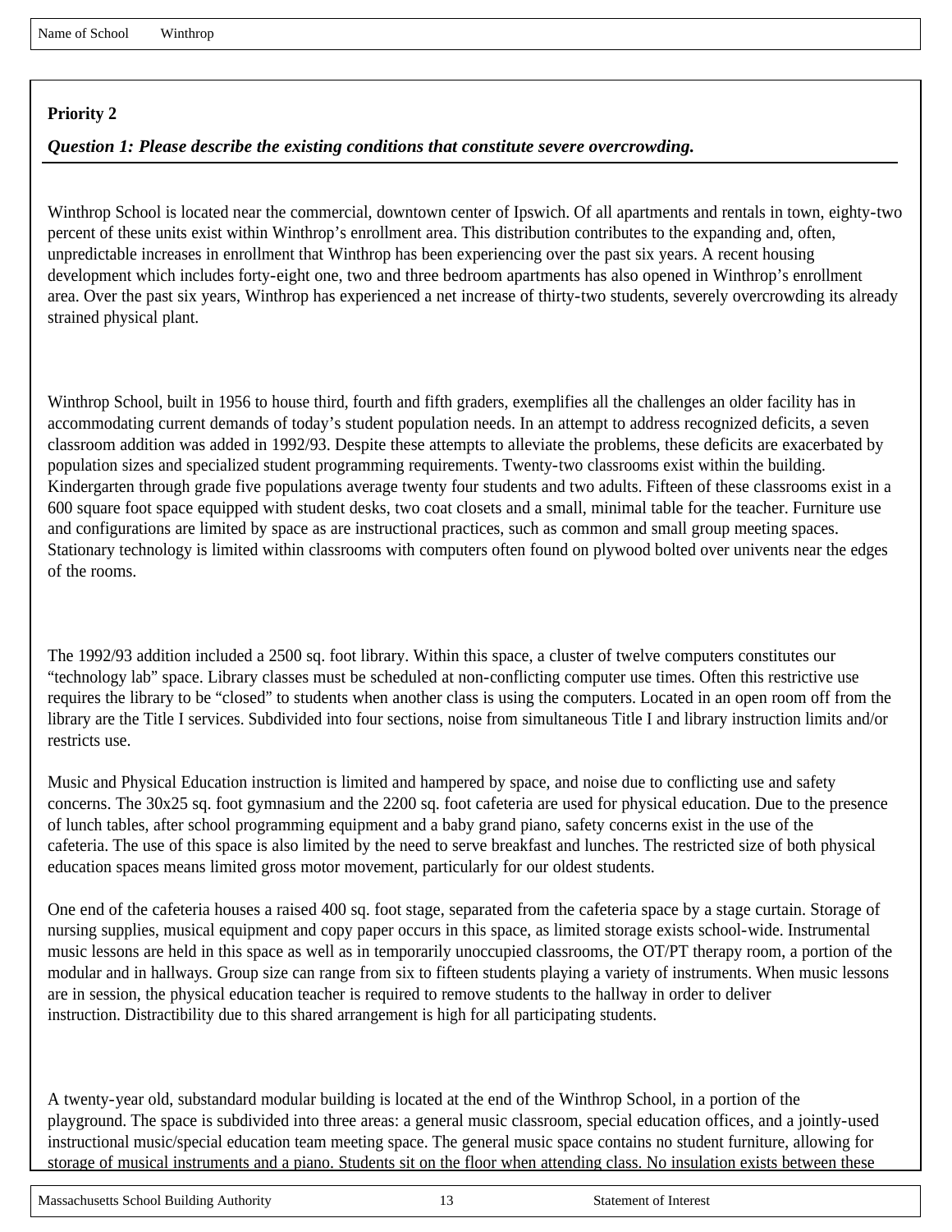Name of School Winthrop

**Priority 2**

***Question 1: Please describe the existing conditions that constitute severe overcrowding.***

Winthrop School is located near the commercial, downtown center of Ipswich. Of all apartments and rentals in town, eighty-two percent of these units exist within Winthrop's enrollment area. This distribution contributes to the expanding and, often, unpredictable increases in enrollment that Winthrop has been experiencing over the past six years. A recent housing development which includes forty-eight one, two and three bedroom apartments has also opened in Winthrop's enrollment area. Over the past six years, Winthrop has experienced a net increase of thirty-two students, severely overcrowding its already strained physical plant.

Winthrop School, built in 1956 to house third, fourth and fifth graders, exemplifies all the challenges an older facility has in accommodating current demands of today's student population needs. In an attempt to address recognized deficits, a seven classroom addition was added in 1992/93. Despite these attempts to alleviate the problems, these deficits are exacerbated by population sizes and specialized student programming requirements. Twenty-two classrooms exist within the building. Kindergarten through grade five populations average twenty four students and two adults. Fifteen of these classrooms exist in a 600 square foot space equipped with student desks, two coat closets and a small, minimal table for the teacher. Furniture use and configurations are limited by space as are instructional practices, such as common and small group meeting spaces. Stationary technology is limited within classrooms with computers often found on plywood bolted over univents near the edges of the rooms.

The 1992/93 addition included a 2500 sq. foot library. Within this space, a cluster of twelve computers constitutes our "technology lab" space. Library classes must be scheduled at non-conflicting computer use times. Often this restrictive use requires the library to be "closed" to students when another class is using the computers. Located in an open room off from the library are the Title I services. Subdivided into four sections, noise from simultaneous Title I and library instruction limits and/or restricts use.

Music and Physical Education instruction is limited and hampered by space, and noise due to conflicting use and safety concerns. The 30x25 sq. foot gymnasium and the 2200 sq. foot cafeteria are used for physical education. Due to the presence of lunch tables, after school programming equipment and a baby grand piano, safety concerns exist in the use of the cafeteria. The use of this space is also limited by the need to serve breakfast and lunches. The restricted size of both physical education spaces means limited gross motor movement, particularly for our oldest students.

One end of the cafeteria houses a raised 400 sq. foot stage, separated from the cafeteria space by a stage curtain. Storage of nursing supplies, musical equipment and copy paper occurs in this space, as limited storage exists school-wide. Instrumental music lessons are held in this space as well as in temporarily unoccupied classrooms, the OT/PT therapy room, a portion of the modular and in hallways. Group size can range from six to fifteen students playing a variety of instruments. When music lessons are in session, the physical education teacher is required to remove students to the hallway in order to deliver instruction. Distractibility due to this shared arrangement is high for all participating students.

A twenty-year old, substandard modular building is located at the end of the Winthrop School, in a portion of the playground. The space is subdivided into three areas: a general music classroom, special education offices, and a jointly-used instructional music/special education team meeting space. The general music space contains no student furniture, allowing for storage of musical instruments and a piano. Students sit on the floor when attending class. No insulation exists between these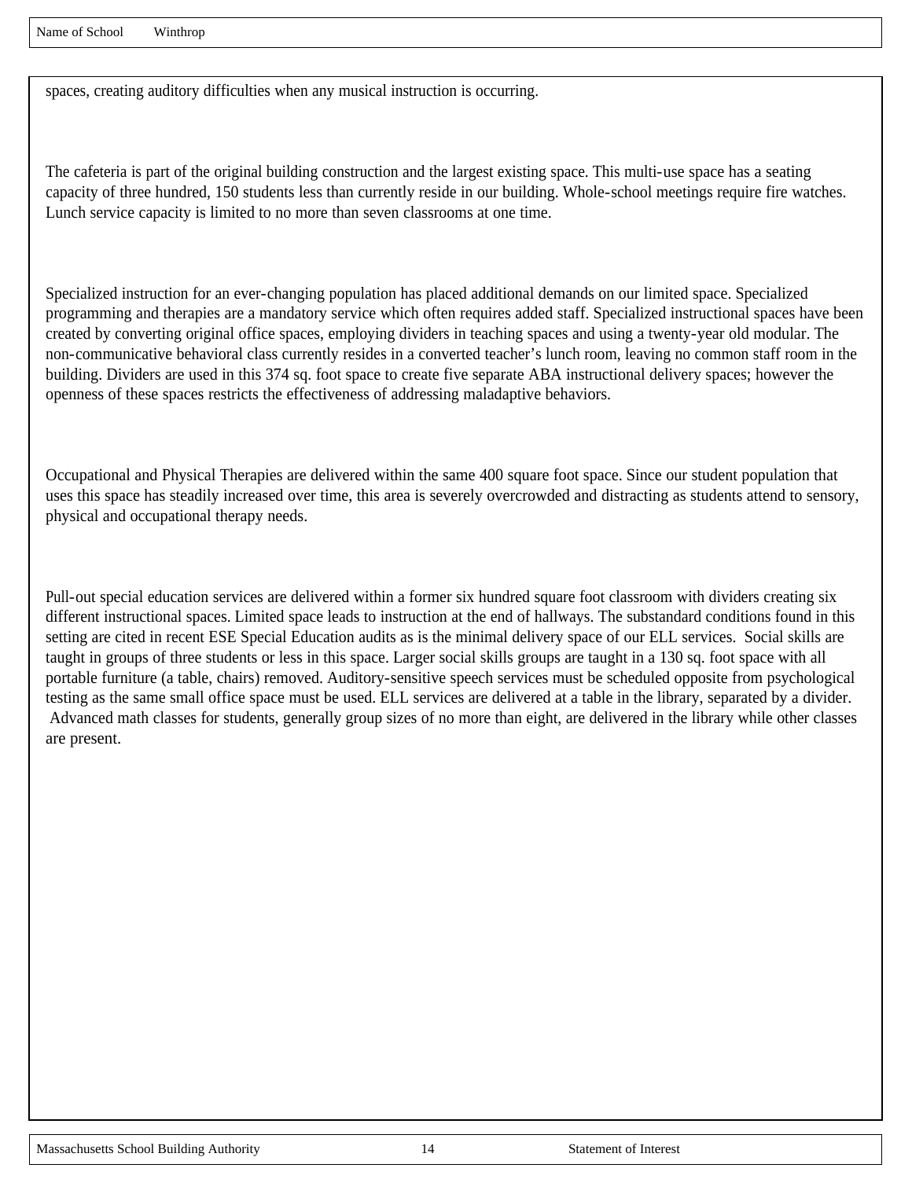Name of School Winthrop

spaces, creating auditory difficulties when any musical instruction is occurring.

The cafeteria is part of the original building construction and the largest existing space. This multi-use space has a seating capacity of three hundred, 150 students less than currently reside in our building. Whole-school meetings require fire watches. Lunch service capacity is limited to no more than seven classrooms at one time.

Specialized instruction for an ever-changing population has placed additional demands on our limited space. Specialized programming and therapies are a mandatory service which often requires added staff. Specialized instructional spaces have been created by converting original office spaces, employing dividers in teaching spaces and using a twenty-year old modular. The non-communicative behavioral class currently resides in a converted teacher's lunch room, leaving no common staff room in the building. Dividers are used in this 374 sq. foot space to create five separate ABA instructional delivery spaces; however the openness of these spaces restricts the effectiveness of addressing maladaptive behaviors.

Occupational and Physical Therapies are delivered within the same 400 square foot space. Since our student population that uses this space has steadily increased over time, this area is severely overcrowded and distracting as students attend to sensory, physical and occupational therapy needs.

Pull-out special education services are delivered within a former six hundred square foot classroom with dividers creating six different instructional spaces. Limited space leads to instruction at the end of hallways. The substandard conditions found in this setting are cited in recent ESE Special Education audits as is the minimal delivery space of our ELL services. Social skills are taught in groups of three students or less in this space. Larger social skills groups are taught in a 130 sq. foot space with all portable furniture (a table, chairs) removed. Auditory-sensitive speech services must be scheduled opposite from psychological testing as the same small office space must be used. ELL services are delivered at a table in the library, separated by a divider. Advanced math classes for students, generally group sizes of no more than eight, are delivered in the library while other classes are present.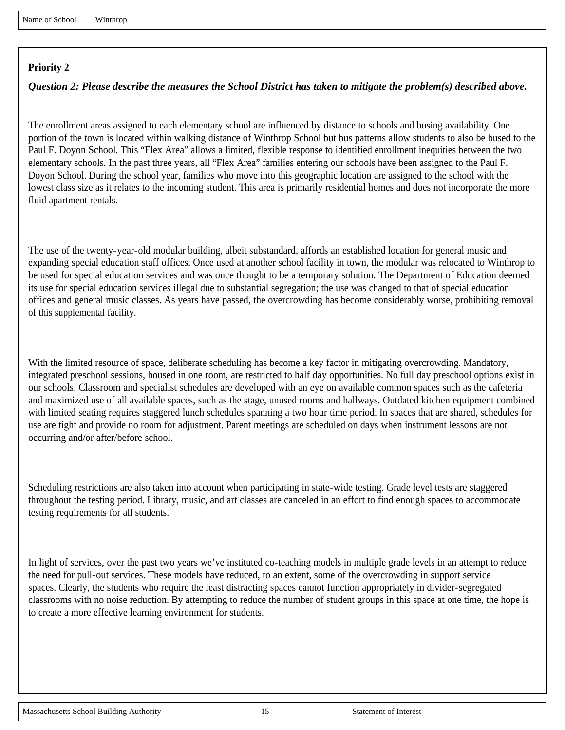Name of School Winthrop

**Priority 2**

***Question 2: Please describe the measures the School District has taken to mitigate the problem(s) described above.***

The enrollment areas assigned to each elementary school are influenced by distance to schools and busing availability. One portion of the town is located within walking distance of Winthrop School but bus patterns allow students to also be bused to the Paul F. Doyon School. This "Flex Area" allows a limited, flexible response to identified enrollment inequities between the two elementary schools. In the past three years, all "Flex Area" families entering our schools have been assigned to the Paul F. Doyon School. During the school year, families who move into this geographic location are assigned to the school with the lowest class size as it relates to the incoming student. This area is primarily residential homes and does not incorporate the more fluid apartment rentals.

The use of the twenty-year-old modular building, albeit substandard, affords an established location for general music and expanding special education staff offices. Once used at another school facility in town, the modular was relocated to Winthrop to be used for special education services and was once thought to be a temporary solution. The Department of Education deemed its use for special education services illegal due to substantial segregation; the use was changed to that of special education offices and general music classes. As years have passed, the overcrowding has become considerably worse, prohibiting removal of this supplemental facility.

With the limited resource of space, deliberate scheduling has become a key factor in mitigating overcrowding. Mandatory, integrated preschool sessions, housed in one room, are restricted to half day opportunities. No full day preschool options exist in our schools. Classroom and specialist schedules are developed with an eye on available common spaces such as the cafeteria and maximized use of all available spaces, such as the stage, unused rooms and hallways. Outdated kitchen equipment combined with limited seating requires staggered lunch schedules spanning a two hour time period. In spaces that are shared, schedules for use are tight and provide no room for adjustment. Parent meetings are scheduled on days when instrument lessons are not occurring and/or after/before school.

Scheduling restrictions are also taken into account when participating in state-wide testing. Grade level tests are staggered throughout the testing period. Library, music, and art classes are canceled in an effort to find enough spaces to accommodate testing requirements for all students.

In light of services, over the past two years we've instituted co-teaching models in multiple grade levels in an attempt to reduce the need for pull-out services. These models have reduced, to an extent, some of the overcrowding in support service spaces. Clearly, the students who require the least distracting spaces cannot function appropriately in divider-segregated classrooms with no noise reduction. By attempting to reduce the number of student groups in this space at one time, the hope is to create a more effective learning environment for students.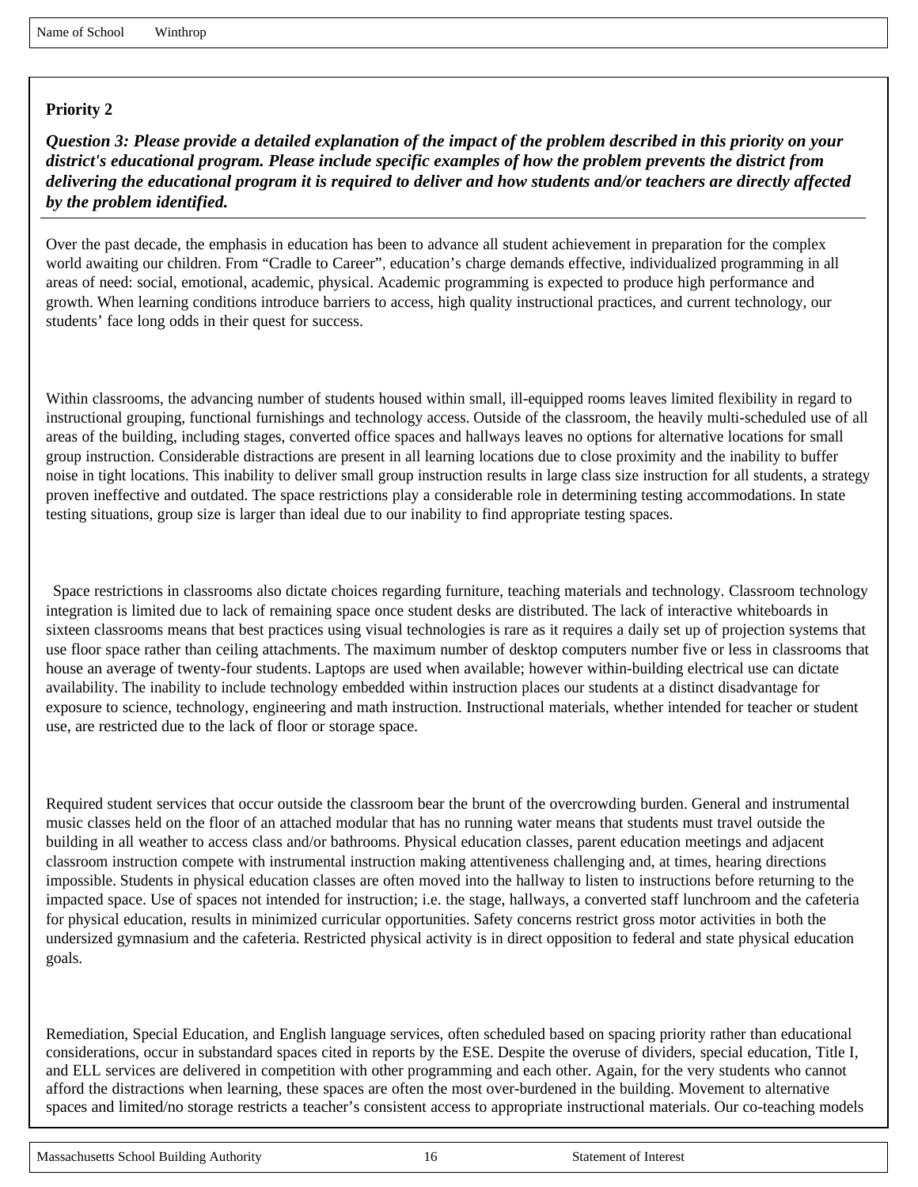Name of School Winthrop

**Priority 2**

***Question 3: Please provide a detailed explanation of the impact of the problem described in this priority on your district's educational program. Please include specific examples of how the problem prevents the district from delivering the educational program it is required to deliver and how students and/or teachers are directly affected by the problem identified.***

Over the past decade, the emphasis in education has been to advance all student achievement in preparation for the complex world awaiting our children. From "Cradle to Career", education's charge demands effective, individualized programming in all areas of need: social, emotional, academic, physical. Academic programming is expected to produce high performance and growth. When learning conditions introduce barriers to access, high quality instructional practices, and current technology, our students' face long odds in their quest for success.

Within classrooms, the advancing number of students housed within small, ill-equipped rooms leaves limited flexibility in regard to instructional grouping, functional furnishings and technology access. Outside of the classroom, the heavily multi-scheduled use of all areas of the building, including stages, converted office spaces and hallways leaves no options for alternative locations for small group instruction. Considerable distractions are present in all learning locations due to close proximity and the inability to buffer noise in tight locations. This inability to deliver small group instruction results in large class size instruction for all students, a strategy proven ineffective and outdated. The space restrictions play a considerable role in determining testing accommodations. In state testing situations, group size is larger than ideal due to our inability to find appropriate testing spaces.

Space restrictions in classrooms also dictate choices regarding furniture, teaching materials and technology. Classroom technology integration is limited due to lack of remaining space once student desks are distributed. The lack of interactive whiteboards in sixteen classrooms means that best practices using visual technologies is rare as it requires a daily set up of projection systems that use floor space rather than ceiling attachments. The maximum number of desktop computers number five or less in classrooms that house an average of twenty-four students. Laptops are used when available; however within-building electrical use can dictate availability. The inability to include technology embedded within instruction places our students at a distinct disadvantage for exposure to science, technology, engineering and math instruction. Instructional materials, whether intended for teacher or student use, are restricted due to the lack of floor or storage space.

Required student services that occur outside the classroom bear the brunt of the overcrowding burden. General and instrumental music classes held on the floor of an attached modular that has no running water means that students must travel outside the building in all weather to access class and/or bathrooms. Physical education classes, parent education meetings and adjacent classroom instruction compete with instrumental instruction making attentiveness challenging and, at times, hearing directions impossible. Students in physical education classes are often moved into the hallway to listen to instructions before returning to the impacted space. Use of spaces not intended for instruction; i.e. the stage, hallways, a converted staff lunchroom and the cafeteria for physical education, results in minimized curricular opportunities. Safety concerns restrict gross motor activities in both the undersized gymnasium and the cafeteria. Restricted physical activity is in direct opposition to federal and state physical education goals.

Remediation, Special Education, and English language services, often scheduled based on spacing priority rather than educational considerations, occur in substandard spaces cited in reports by the ESE. Despite the overuse of dividers, special education, Title I, and ELL services are delivered in competition with other programming and each other. Again, for the very students who cannot afford the distractions when learning, these spaces are often the most over-burdened in the building. Movement to alternative spaces and limited/no storage restricts a teacher's consistent access to appropriate instructional materials. Our co-teaching models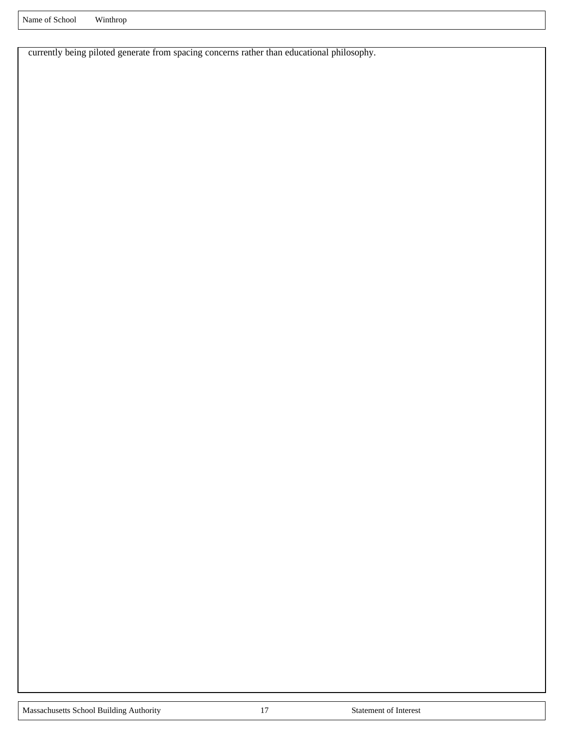currently being piloted generate from spacing concerns rather than educational philosophy.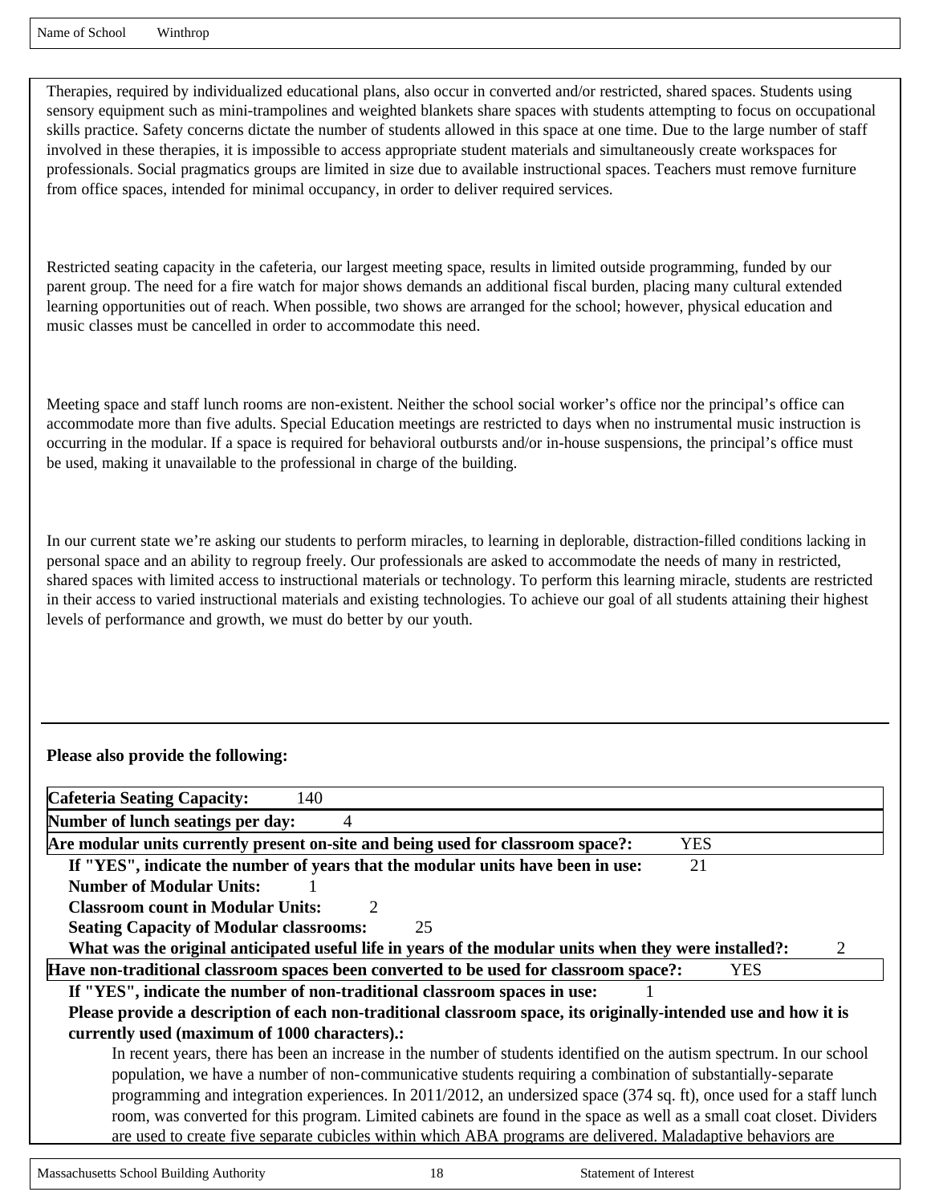Name of School Winthrop

Therapies, required by individualized educational plans, also occur in converted and/or restricted, shared spaces. Students using sensory equipment such as mini-trampolines and weighted blankets share spaces with students attempting to focus on occupational skills practice. Safety concerns dictate the number of students allowed in this space at one time. Due to the large number of staff involved in these therapies, it is impossible to access appropriate student materials and simultaneously create workspaces for professionals. Social pragmatics groups are limited in size due to available instructional spaces. Teachers must remove furniture from office spaces, intended for minimal occupancy, in order to deliver required services.

Restricted seating capacity in the cafeteria, our largest meeting space, results in limited outside programming, funded by our parent group. The need for a fire watch for major shows demands an additional fiscal burden, placing many cultural extended learning opportunities out of reach. When possible, two shows are arranged for the school; however, physical education and music classes must be cancelled in order to accommodate this need.

Meeting space and staff lunch rooms are non-existent. Neither the school social worker's office nor the principal's office can accommodate more than five adults. Special Education meetings are restricted to days when no instrumental music instruction is occurring in the modular. If a space is required for behavioral outbursts and/or in-house suspensions, the principal's office must be used, making it unavailable to the professional in charge of the building.

In our current state we're asking our students to perform miracles, to learning in deplorable, distraction-filled conditions lacking in personal space and an ability to regroup freely. Our professionals are asked to accommodate the needs of many in restricted, shared spaces with limited access to instructional materials or technology. To perform this learning miracle, students are restricted in their access to varied instructional materials and existing technologies. To achieve our goal of all students attaining their highest levels of performance and growth, we must do better by our youth.

**Please also provide the following:**

**Cafeteria Seating Capacity:** 140

**Number of lunch seatings per day:** 4

**Are modular units currently present on-site and being used for classroom space?:** YES

**If "YES", indicate the number of years that the modular units have been in use:** 21

**Number of Modular Units:** 1

**Classroom count in Modular Units:** 2

**Seating Capacity of Modular classrooms:** 25

**What was the original anticipated useful life in years of the modular units when they were installed?:** 2

**Have non-traditional classroom spaces been converted to be used for classroom space?:** YES

**If "YES", indicate the number of non-traditional classroom spaces in use:** 1

**Please provide a description of each non-traditional classroom space, its originally-intended use and how it is currently used (maximum of 1000 characters).:**

In recent years, there has been an increase in the number of students identified on the autism spectrum. In our school population, we have a number of non-communicative students requiring a combination of substantially-separate programming and integration experiences. In 2011/2012, an undersized space (374 sq. ft), once used for a staff lunch room, was converted for this program. Limited cabinets are found in the space as well as a small coat closet. Dividers are used to create five separate cubicles within which ABA programs are delivered. Maladaptive behaviors are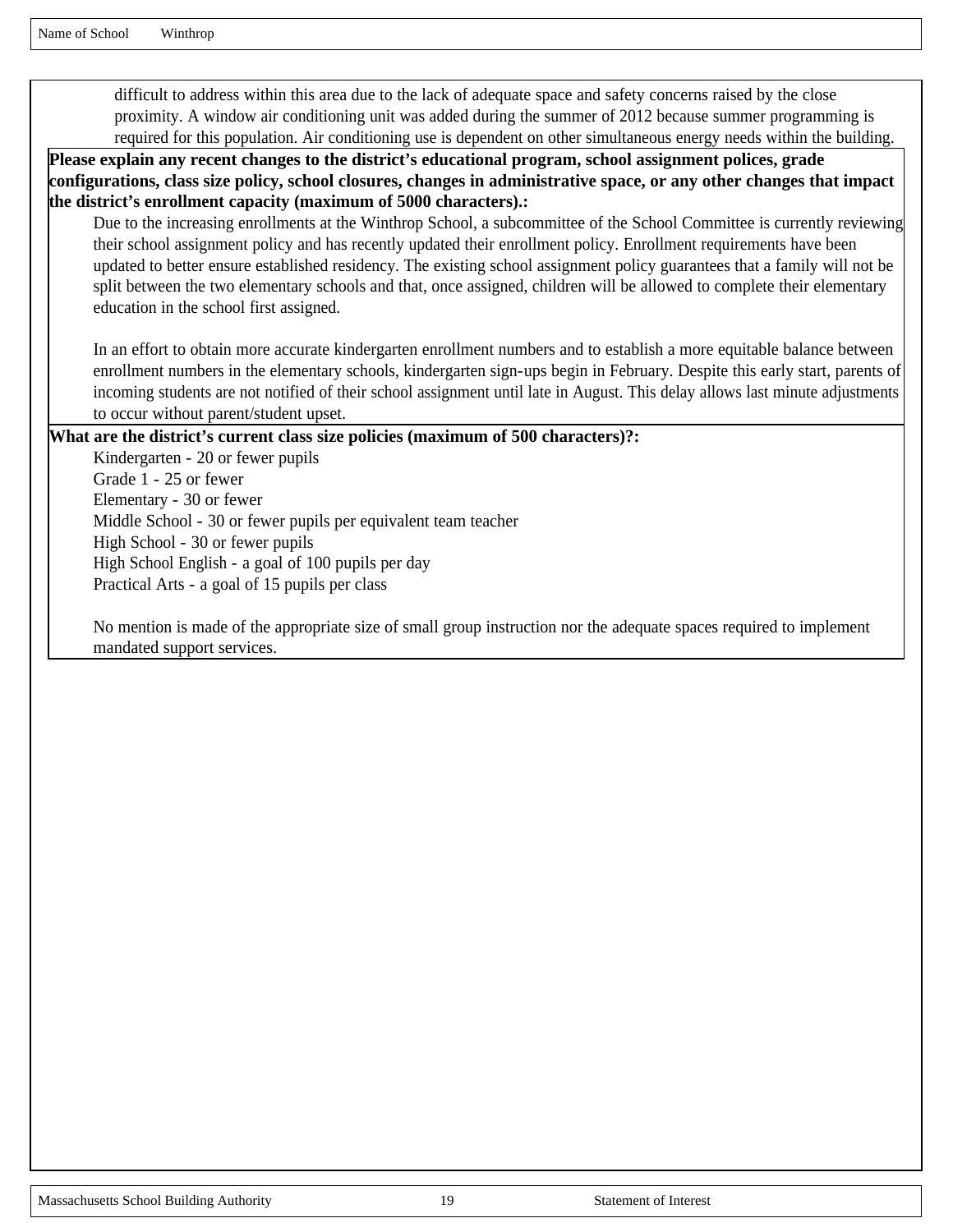difficult to address within this area due to the lack of adequate space and safety concerns raised by the close proximity. A window air conditioning unit was added during the summer of 2012 because summer programming is required for this population. Air conditioning use is dependent on other simultaneous energy needs within the building.

**Please explain any recent changes to the district's educational program, school assignment polices, grade configurations, class size policy, school closures, changes in administrative space, or any other changes that impact the district's enrollment capacity (maximum of 5000 characters).:**

Due to the increasing enrollments at the Winthrop School, a subcommittee of the School Committee is currently reviewing their school assignment policy and has recently updated their enrollment policy. Enrollment requirements have been updated to better ensure established residency. The existing school assignment policy guarantees that a family will not be split between the two elementary schools and that, once assigned, children will be allowed to complete their elementary education in the school first assigned.

In an effort to obtain more accurate kindergarten enrollment numbers and to establish a more equitable balance between enrollment numbers in the elementary schools, kindergarten sign-ups begin in February. Despite this early start, parents of incoming students are not notified of their school assignment until late in August. This delay allows last minute adjustments to occur without parent/student upset.

**What are the district's current class size policies (maximum of 500 characters)?:**

Kindergarten - 20 or fewer pupils
Grade 1 - 25 or fewer
Elementary - 30 or fewer
Middle School - 30 or fewer pupils per equivalent team teacher
High School - 30 or fewer pupils
High School English - a goal of 100 pupils per day
Practical Arts - a goal of 15 pupils per class

No mention is made of the appropriate size of small group instruction nor the adequate spaces required to implement mandated support services.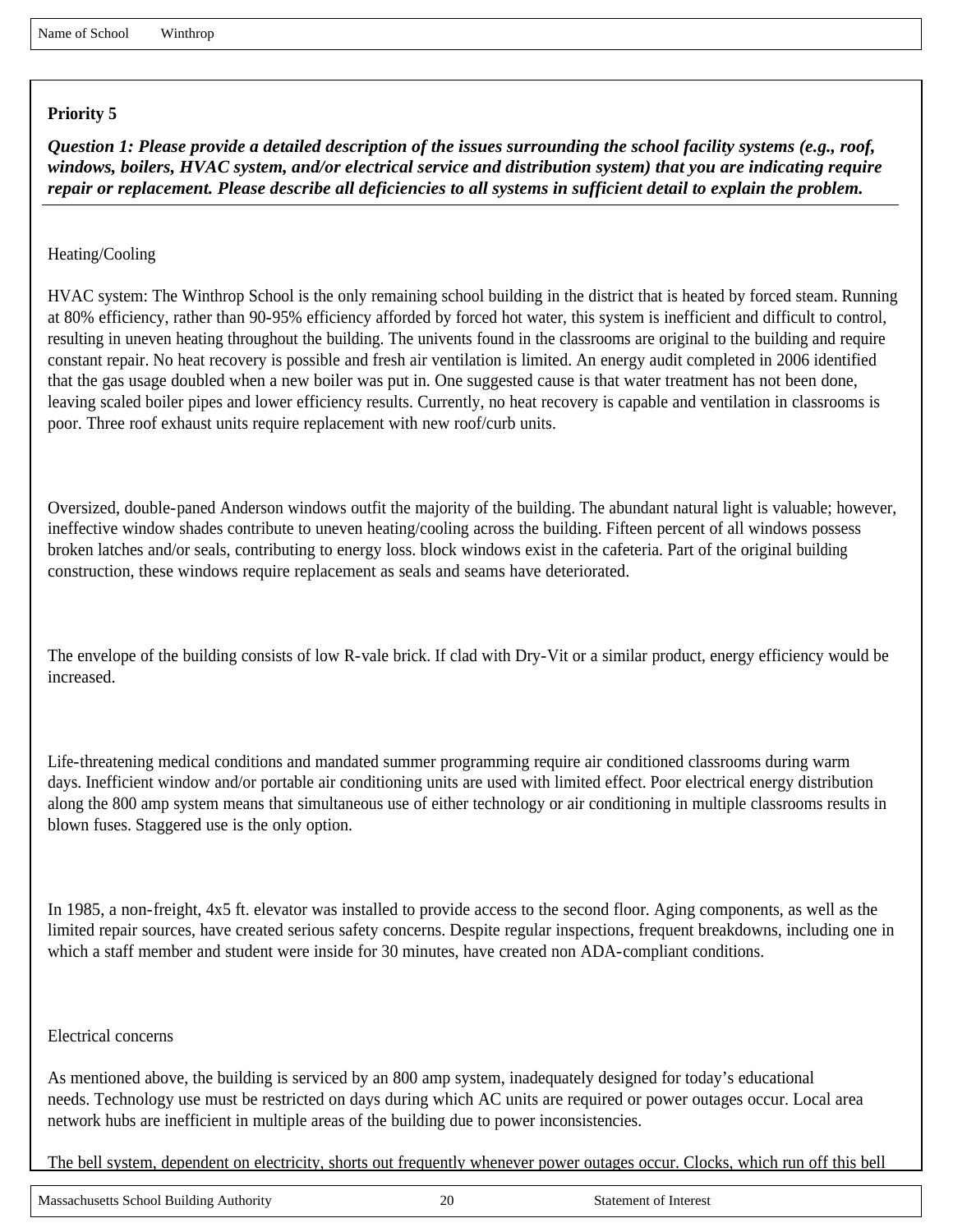Name of School Winthrop

**Priority 5**

***Question 1: Please provide a detailed description of the issues surrounding the school facility systems (e.g., roof, windows, boilers, HVAC system, and/or electrical service and distribution system) that you are indicating require repair or replacement. Please describe all deficiencies to all systems in sufficient detail to explain the problem.***

Heating/Cooling

HVAC system: The Winthrop School is the only remaining school building in the district that is heated by forced steam. Running at 80% efficiency, rather than 90-95% efficiency afforded by forced hot water, this system is inefficient and difficult to control, resulting in uneven heating throughout the building. The univents found in the classrooms are original to the building and require constant repair. No heat recovery is possible and fresh air ventilation is limited. An energy audit completed in 2006 identified that the gas usage doubled when a new boiler was put in. One suggested cause is that water treatment has not been done, leaving scaled boiler pipes and lower efficiency results. Currently, no heat recovery is capable and ventilation in classrooms is poor. Three roof exhaust units require replacement with new roof/curb units.

Oversized, double-paned Anderson windows outfit the majority of the building. The abundant natural light is valuable; however, ineffective window shades contribute to uneven heating/cooling across the building. Fifteen percent of all windows possess broken latches and/or seals, contributing to energy loss. block windows exist in the cafeteria. Part of the original building construction, these windows require replacement as seals and seams have deteriorated.

The envelope of the building consists of low R-vale brick. If clad with Dry-Vit or a similar product, energy efficiency would be increased.

Life-threatening medical conditions and mandated summer programming require air conditioned classrooms during warm days. Inefficient window and/or portable air conditioning units are used with limited effect. Poor electrical energy distribution along the 800 amp system means that simultaneous use of either technology or air conditioning in multiple classrooms results in blown fuses. Staggered use is the only option.

In 1985, a non-freight, 4x5 ft. elevator was installed to provide access to the second floor. Aging components, as well as the limited repair sources, have created serious safety concerns. Despite regular inspections, frequent breakdowns, including one in which a staff member and student were inside for 30 minutes, have created non ADA-compliant conditions.

Electrical concerns

As mentioned above, the building is serviced by an 800 amp system, inadequately designed for today's educational needs. Technology use must be restricted on days during which AC units are required or power outages occur. Local area network hubs are inefficient in multiple areas of the building due to power inconsistencies.

The bell system, dependent on electricity, shorts out frequently whenever power outages occur. Clocks, which run off this bell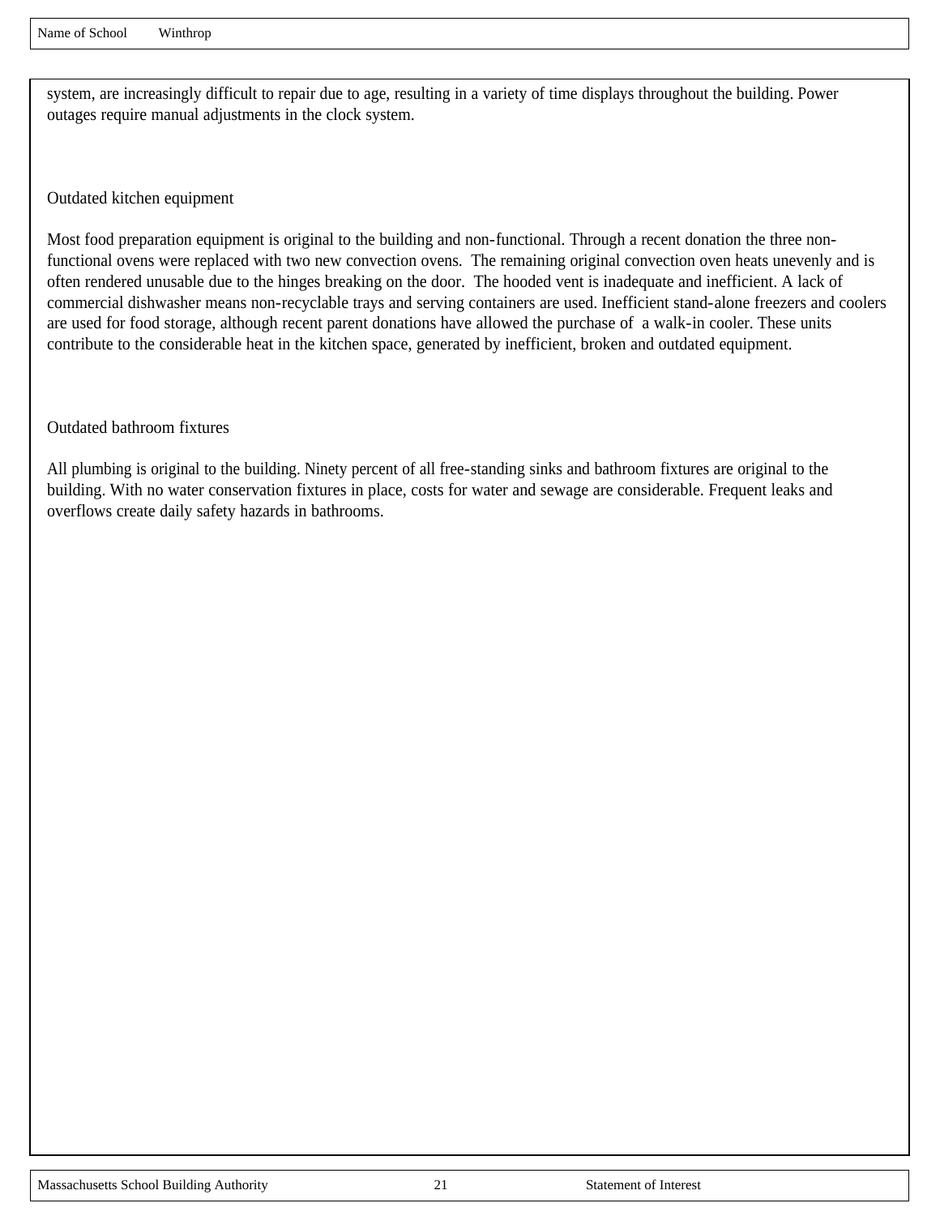system, are increasingly difficult to repair due to age, resulting in a variety of time displays throughout the building. Power outages require manual adjustments in the clock system.

Outdated kitchen equipment

Most food preparation equipment is original to the building and non-functional. Through a recent donation the three non-functional ovens were replaced with two new convection ovens. The remaining original convection oven heats unevenly and is often rendered unusable due to the hinges breaking on the door. The hooded vent is inadequate and inefficient. A lack of commercial dishwasher means non-recyclable trays and serving containers are used. Inefficient stand-alone freezers and coolers are used for food storage, although recent parent donations have allowed the purchase of a walk-in cooler. These units contribute to the considerable heat in the kitchen space, generated by inefficient, broken and outdated equipment.

Outdated bathroom fixtures

All plumbing is original to the building. Ninety percent of all free-standing sinks and bathroom fixtures are original to the building. With no water conservation fixtures in place, costs for water and sewage are considerable. Frequent leaks and overflows create daily safety hazards in bathrooms.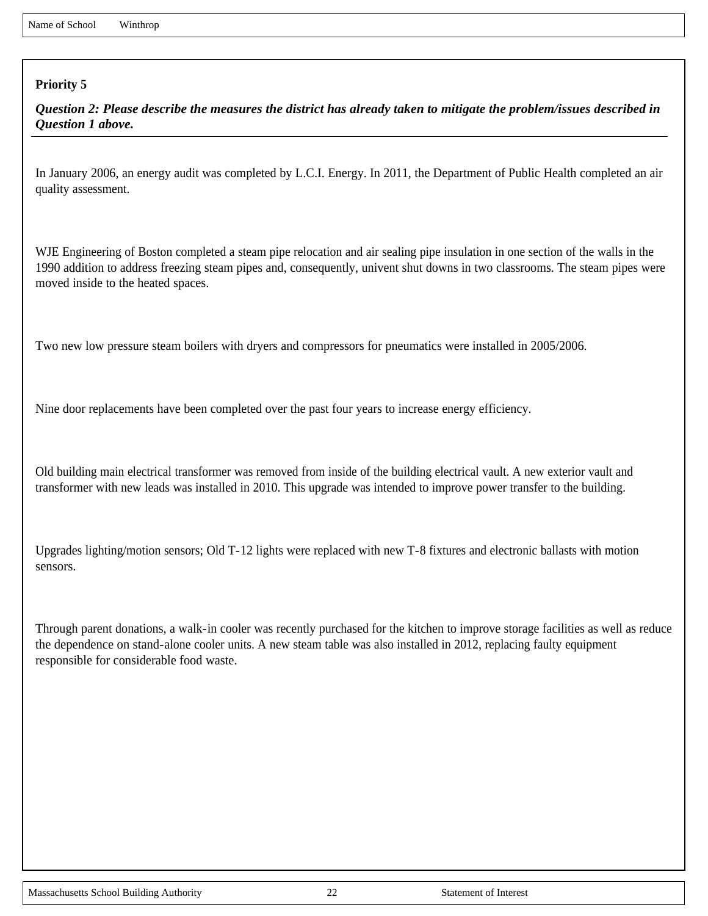Name of School Winthrop

**Priority 5**

***Question 2: Please describe the measures the district has already taken to mitigate the problem/issues described in Question 1 above.***

In January 2006, an energy audit was completed by L.C.I. Energy. In 2011, the Department of Public Health completed an air quality assessment.

WJE Engineering of Boston completed a steam pipe relocation and air sealing pipe insulation in one section of the walls in the 1990 addition to address freezing steam pipes and, consequently, univent shut downs in two classrooms. The steam pipes were moved inside to the heated spaces.

Two new low pressure steam boilers with dryers and compressors for pneumatics were installed in 2005/2006.

Nine door replacements have been completed over the past four years to increase energy efficiency.

Old building main electrical transformer was removed from inside of the building electrical vault. A new exterior vault and transformer with new leads was installed in 2010. This upgrade was intended to improve power transfer to the building.

Upgrades lighting/motion sensors; Old T-12 lights were replaced with new T-8 fixtures and electronic ballasts with motion sensors.

Through parent donations, a walk-in cooler was recently purchased for the kitchen to improve storage facilities as well as reduce the dependence on stand-alone cooler units. A new steam table was also installed in 2012, replacing faulty equipment responsible for considerable food waste.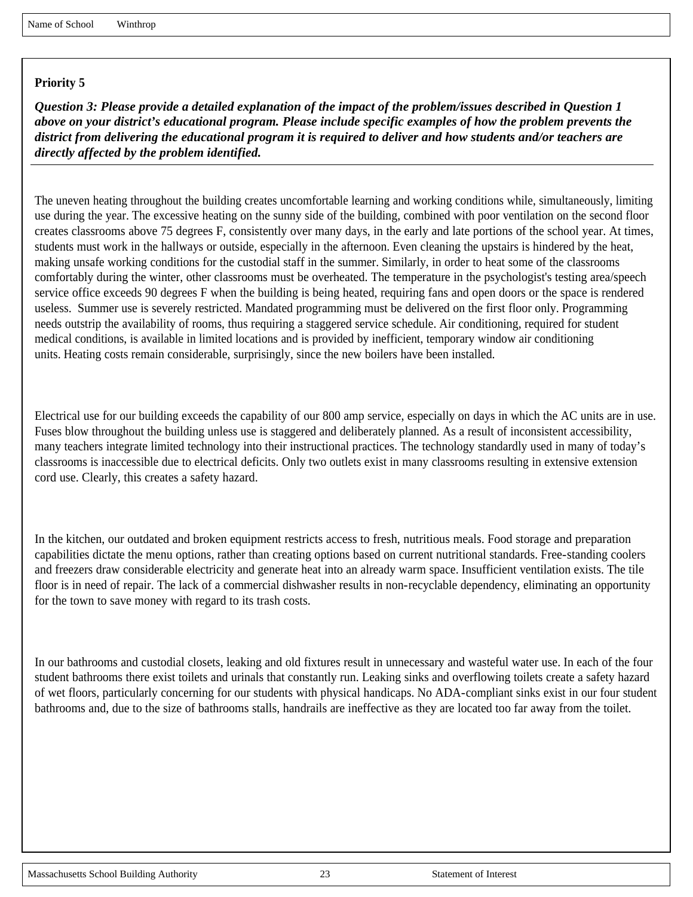Name of School Winthrop

**Priority 5**

***Question 3: Please provide a detailed explanation of the impact of the problem/issues described in Question 1 above on your district's educational program. Please include specific examples of how the problem prevents the district from delivering the educational program it is required to deliver and how students and/or teachers are directly affected by the problem identified.***

The uneven heating throughout the building creates uncomfortable learning and working conditions while, simultaneously, limiting use during the year. The excessive heating on the sunny side of the building, combined with poor ventilation on the second floor creates classrooms above 75 degrees F, consistently over many days, in the early and late portions of the school year. At times, students must work in the hallways or outside, especially in the afternoon. Even cleaning the upstairs is hindered by the heat, making unsafe working conditions for the custodial staff in the summer. Similarly, in order to heat some of the classrooms comfortably during the winter, other classrooms must be overheated. The temperature in the psychologist's testing area/speech service office exceeds 90 degrees F when the building is being heated, requiring fans and open doors or the space is rendered useless. Summer use is severely restricted. Mandated programming must be delivered on the first floor only. Programming needs outstrip the availability of rooms, thus requiring a staggered service schedule. Air conditioning, required for student medical conditions, is available in limited locations and is provided by inefficient, temporary window air conditioning units. Heating costs remain considerable, surprisingly, since the new boilers have been installed.

Electrical use for our building exceeds the capability of our 800 amp service, especially on days in which the AC units are in use. Fuses blow throughout the building unless use is staggered and deliberately planned. As a result of inconsistent accessibility, many teachers integrate limited technology into their instructional practices. The technology standardly used in many of today's classrooms is inaccessible due to electrical deficits. Only two outlets exist in many classrooms resulting in extensive extension cord use. Clearly, this creates a safety hazard.

In the kitchen, our outdated and broken equipment restricts access to fresh, nutritious meals. Food storage and preparation capabilities dictate the menu options, rather than creating options based on current nutritional standards. Free-standing coolers and freezers draw considerable electricity and generate heat into an already warm space. Insufficient ventilation exists. The tile floor is in need of repair. The lack of a commercial dishwasher results in non-recyclable dependency, eliminating an opportunity for the town to save money with regard to its trash costs.

In our bathrooms and custodial closets, leaking and old fixtures result in unnecessary and wasteful water use. In each of the four student bathrooms there exist toilets and urinals that constantly run. Leaking sinks and overflowing toilets create a safety hazard of wet floors, particularly concerning for our students with physical handicaps. No ADA-compliant sinks exist in our four student bathrooms and, due to the size of bathrooms stalls, handrails are ineffective as they are located too far away from the toilet.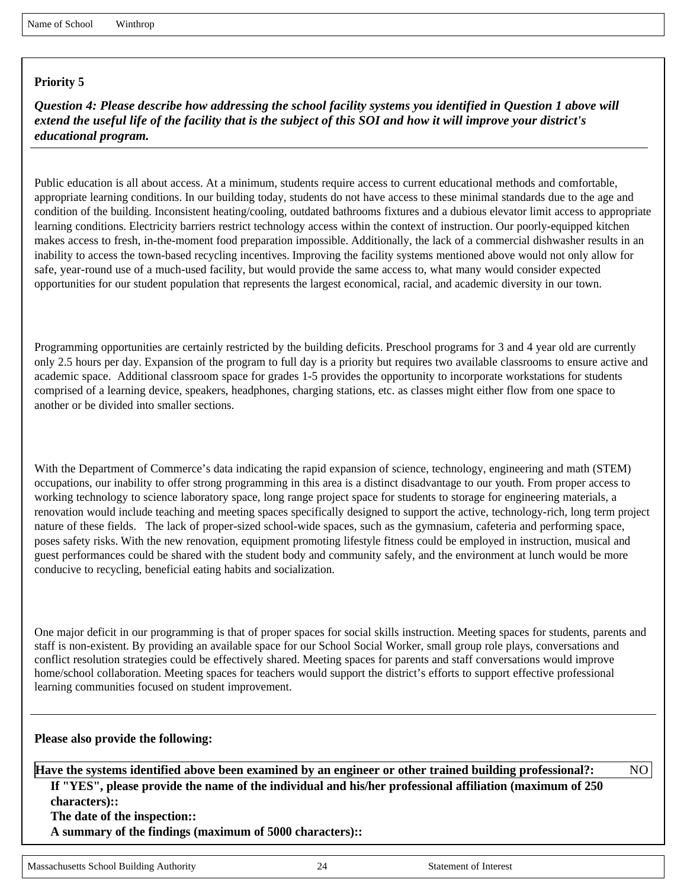| Name of School | Winthrop |
|---|---|

**Priority 5**

***Question 4: Please describe how addressing the school facility systems you identified in Question 1 above will extend the useful life of the facility that is the subject of this SOI and how it will improve your district's educational program.***

Public education is all about access. At a minimum, students require access to current educational methods and comfortable, appropriate learning conditions. In our building today, students do not have access to these minimal standards due to the age and condition of the building. Inconsistent heating/cooling, outdated bathrooms fixtures and a dubious elevator limit access to appropriate learning conditions. Electricity barriers restrict technology access within the context of instruction. Our poorly-equipped kitchen makes access to fresh, in-the-moment food preparation impossible. Additionally, the lack of a commercial dishwasher results in an inability to access the town-based recycling incentives. Improving the facility systems mentioned above would not only allow for safe, year-round use of a much-used facility, but would provide the same access to, what many would consider expected opportunities for our student population that represents the largest economical, racial, and academic diversity in our town.

Programming opportunities are certainly restricted by the building deficits. Preschool programs for 3 and 4 year old are currently only 2.5 hours per day. Expansion of the program to full day is a priority but requires two available classrooms to ensure active and academic space. Additional classroom space for grades 1-5 provides the opportunity to incorporate workstations for students comprised of a learning device, speakers, headphones, charging stations, etc. as classes might either flow from one space to another or be divided into smaller sections.

With the Department of Commerce's data indicating the rapid expansion of science, technology, engineering and math (STEM) occupations, our inability to offer strong programming in this area is a distinct disadvantage to our youth. From proper access to working technology to science laboratory space, long range project space for students to storage for engineering materials, a renovation would include teaching and meeting spaces specifically designed to support the active, technology-rich, long term project nature of these fields. The lack of proper-sized school-wide spaces, such as the gymnasium, cafeteria and performing space, poses safety risks. With the new renovation, equipment promoting lifestyle fitness could be employed in instruction, musical and guest performances could be shared with the student body and community safely, and the environment at lunch would be more conducive to recycling, beneficial eating habits and socialization.

One major deficit in our programming is that of proper spaces for social skills instruction. Meeting spaces for students, parents and staff is non-existent. By providing an available space for our School Social Worker, small group role plays, conversations and conflict resolution strategies could be effectively shared. Meeting spaces for parents and staff conversations would improve home/school collaboration. Meeting spaces for teachers would support the district's efforts to support effective professional learning communities focused on student improvement.

**Please also provide the following:**

| **Have the systems identified above been examined by an engineer or other trained building professional?:** | NO |
|---|---|

**If "YES", please provide the name of the individual and his/her professional affiliation (maximum of 250 characters)::**

**The date of the inspection::**

**A summary of the findings (maximum of 5000 characters)::**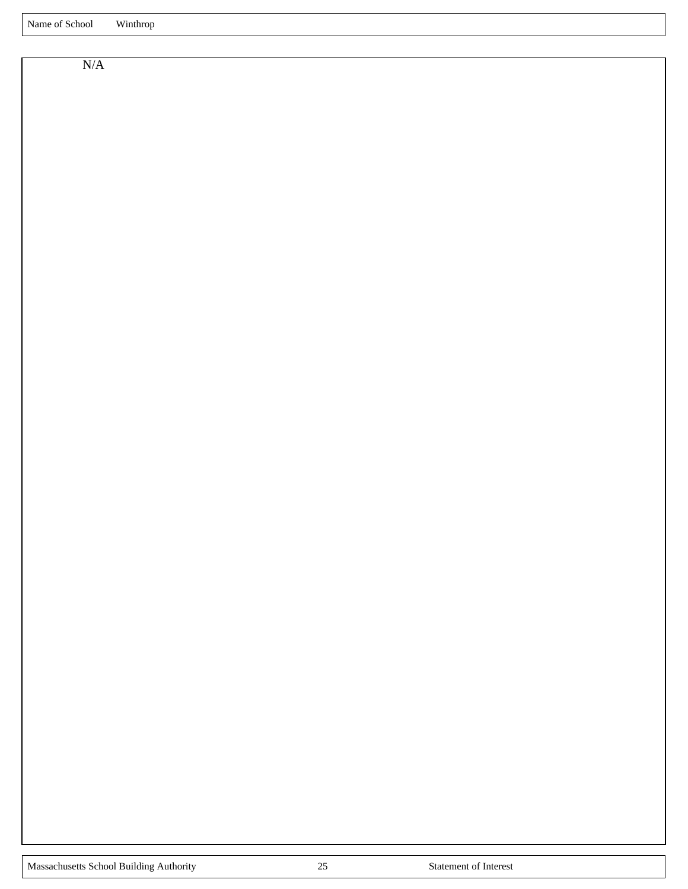Name of School Winthrop

N/A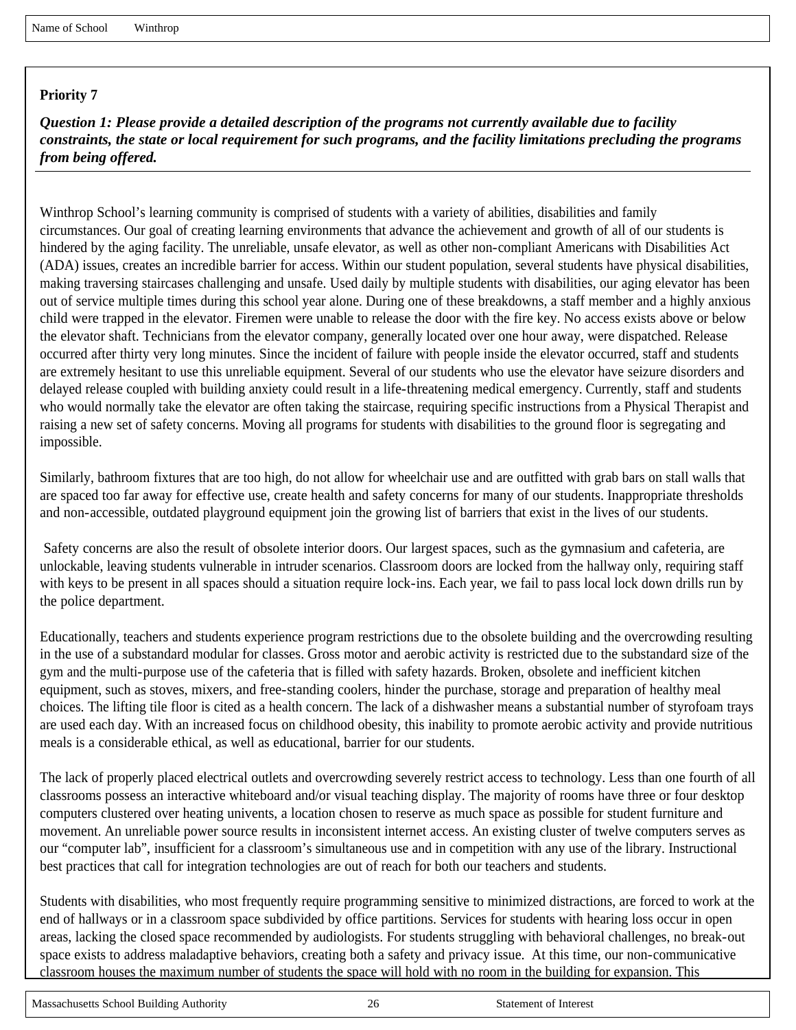Name of School Winthrop

**Priority 7**

***Question 1: Please provide a detailed description of the programs not currently available due to facility constraints, the state or local requirement for such programs, and the facility limitations precluding the programs from being offered.***

Winthrop School's learning community is comprised of students with a variety of abilities, disabilities and family circumstances. Our goal of creating learning environments that advance the achievement and growth of all of our students is hindered by the aging facility. The unreliable, unsafe elevator, as well as other non-compliant Americans with Disabilities Act (ADA) issues, creates an incredible barrier for access. Within our student population, several students have physical disabilities, making traversing staircases challenging and unsafe. Used daily by multiple students with disabilities, our aging elevator has been out of service multiple times during this school year alone. During one of these breakdowns, a staff member and a highly anxious child were trapped in the elevator. Firemen were unable to release the door with the fire key. No access exists above or below the elevator shaft. Technicians from the elevator company, generally located over one hour away, were dispatched. Release occurred after thirty very long minutes. Since the incident of failure with people inside the elevator occurred, staff and students are extremely hesitant to use this unreliable equipment. Several of our students who use the elevator have seizure disorders and delayed release coupled with building anxiety could result in a life-threatening medical emergency. Currently, staff and students who would normally take the elevator are often taking the staircase, requiring specific instructions from a Physical Therapist and raising a new set of safety concerns. Moving all programs for students with disabilities to the ground floor is segregating and impossible.

Similarly, bathroom fixtures that are too high, do not allow for wheelchair use and are outfitted with grab bars on stall walls that are spaced too far away for effective use, create health and safety concerns for many of our students. Inappropriate thresholds and non-accessible, outdated playground equipment join the growing list of barriers that exist in the lives of our students.

Safety concerns are also the result of obsolete interior doors. Our largest spaces, such as the gymnasium and cafeteria, are unlockable, leaving students vulnerable in intruder scenarios. Classroom doors are locked from the hallway only, requiring staff with keys to be present in all spaces should a situation require lock-ins. Each year, we fail to pass local lock down drills run by the police department.

Educationally, teachers and students experience program restrictions due to the obsolete building and the overcrowding resulting in the use of a substandard modular for classes. Gross motor and aerobic activity is restricted due to the substandard size of the gym and the multi-purpose use of the cafeteria that is filled with safety hazards. Broken, obsolete and inefficient kitchen equipment, such as stoves, mixers, and free-standing coolers, hinder the purchase, storage and preparation of healthy meal choices. The lifting tile floor is cited as a health concern. The lack of a dishwasher means a substantial number of styrofoam trays are used each day. With an increased focus on childhood obesity, this inability to promote aerobic activity and provide nutritious meals is a considerable ethical, as well as educational, barrier for our students.

The lack of properly placed electrical outlets and overcrowding severely restrict access to technology. Less than one fourth of all classrooms possess an interactive whiteboard and/or visual teaching display. The majority of rooms have three or four desktop computers clustered over heating univents, a location chosen to reserve as much space as possible for student furniture and movement. An unreliable power source results in inconsistent internet access. An existing cluster of twelve computers serves as our "computer lab", insufficient for a classroom's simultaneous use and in competition with any use of the library. Instructional best practices that call for integration technologies are out of reach for both our teachers and students.

Students with disabilities, who most frequently require programming sensitive to minimized distractions, are forced to work at the end of hallways or in a classroom space subdivided by office partitions. Services for students with hearing loss occur in open areas, lacking the closed space recommended by audiologists. For students struggling with behavioral challenges, no break-out space exists to address maladaptive behaviors, creating both a safety and privacy issue. At this time, our non-communicative classroom houses the maximum number of students the space will hold with no room in the building for expansion. This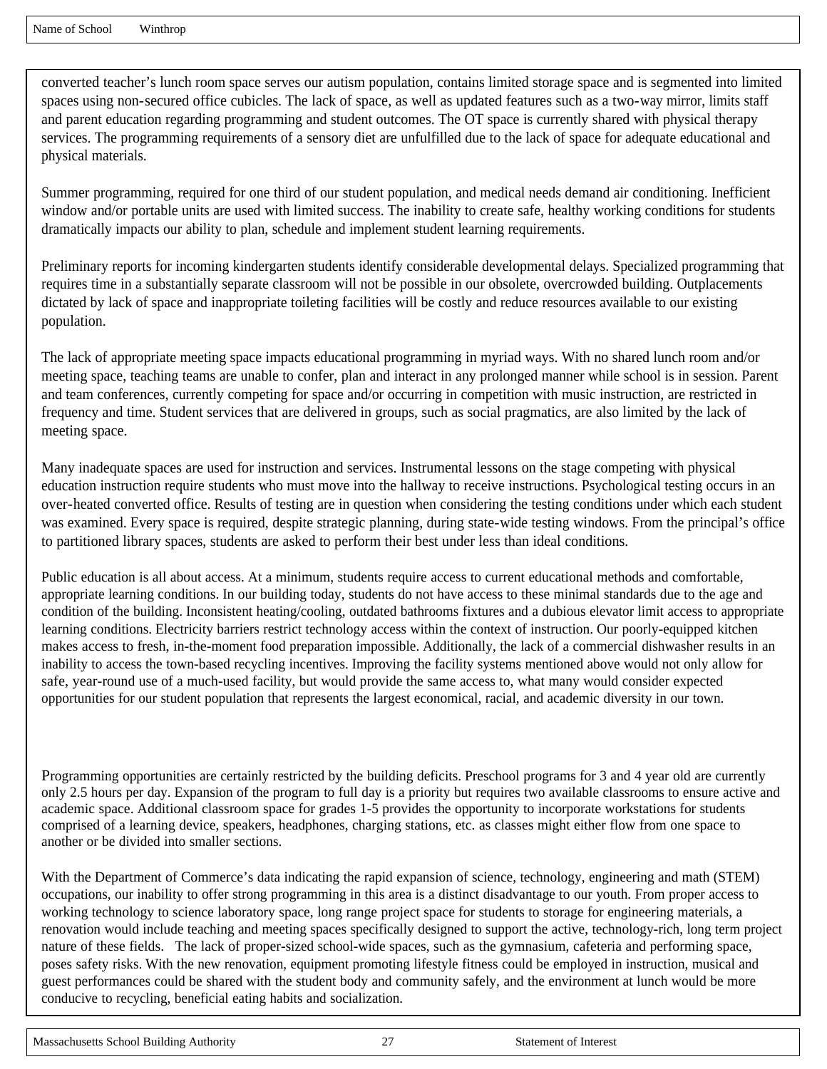converted teacher's lunch room space serves our autism population, contains limited storage space and is segmented into limited spaces using non-secured office cubicles. The lack of space, as well as updated features such as a two-way mirror, limits staff and parent education regarding programming and student outcomes. The OT space is currently shared with physical therapy services. The programming requirements of a sensory diet are unfulfilled due to the lack of space for adequate educational and physical materials.

Summer programming, required for one third of our student population, and medical needs demand air conditioning. Inefficient window and/or portable units are used with limited success. The inability to create safe, healthy working conditions for students dramatically impacts our ability to plan, schedule and implement student learning requirements.

Preliminary reports for incoming kindergarten students identify considerable developmental delays. Specialized programming that requires time in a substantially separate classroom will not be possible in our obsolete, overcrowded building. Outplacements dictated by lack of space and inappropriate toileting facilities will be costly and reduce resources available to our existing population.

The lack of appropriate meeting space impacts educational programming in myriad ways. With no shared lunch room and/or meeting space, teaching teams are unable to confer, plan and interact in any prolonged manner while school is in session. Parent and team conferences, currently competing for space and/or occurring in competition with music instruction, are restricted in frequency and time. Student services that are delivered in groups, such as social pragmatics, are also limited by the lack of meeting space.

Many inadequate spaces are used for instruction and services. Instrumental lessons on the stage competing with physical education instruction require students who must move into the hallway to receive instructions. Psychological testing occurs in an over-heated converted office. Results of testing are in question when considering the testing conditions under which each student was examined. Every space is required, despite strategic planning, during state-wide testing windows. From the principal's office to partitioned library spaces, students are asked to perform their best under less than ideal conditions.

Public education is all about access. At a minimum, students require access to current educational methods and comfortable, appropriate learning conditions. In our building today, students do not have access to these minimal standards due to the age and condition of the building. Inconsistent heating/cooling, outdated bathrooms fixtures and a dubious elevator limit access to appropriate learning conditions. Electricity barriers restrict technology access within the context of instruction. Our poorly-equipped kitchen makes access to fresh, in-the-moment food preparation impossible. Additionally, the lack of a commercial dishwasher results in an inability to access the town-based recycling incentives. Improving the facility systems mentioned above would not only allow for safe, year-round use of a much-used facility, but would provide the same access to, what many would consider expected opportunities for our student population that represents the largest economical, racial, and academic diversity in our town.

Programming opportunities are certainly restricted by the building deficits. Preschool programs for 3 and 4 year old are currently only 2.5 hours per day. Expansion of the program to full day is a priority but requires two available classrooms to ensure active and academic space. Additional classroom space for grades 1-5 provides the opportunity to incorporate workstations for students comprised of a learning device, speakers, headphones, charging stations, etc. as classes might either flow from one space to another or be divided into smaller sections.

With the Department of Commerce's data indicating the rapid expansion of science, technology, engineering and math (STEM) occupations, our inability to offer strong programming in this area is a distinct disadvantage to our youth. From proper access to working technology to science laboratory space, long range project space for students to storage for engineering materials, a renovation would include teaching and meeting spaces specifically designed to support the active, technology-rich, long term project nature of these fields. The lack of proper-sized school-wide spaces, such as the gymnasium, cafeteria and performing space, poses safety risks. With the new renovation, equipment promoting lifestyle fitness could be employed in instruction, musical and guest performances could be shared with the student body and community safely, and the environment at lunch would be more conducive to recycling, beneficial eating habits and socialization.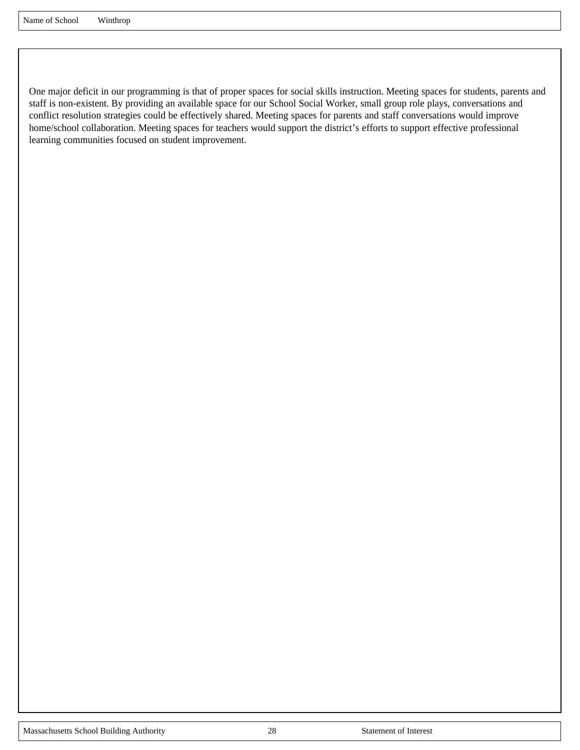Name of School Winthrop

One major deficit in our programming is that of proper spaces for social skills instruction. Meeting spaces for students, parents and staff is non-existent. By providing an available space for our School Social Worker, small group role plays, conversations and conflict resolution strategies could be effectively shared. Meeting spaces for parents and staff conversations would improve home/school collaboration. Meeting spaces for teachers would support the district's efforts to support effective professional learning communities focused on student improvement.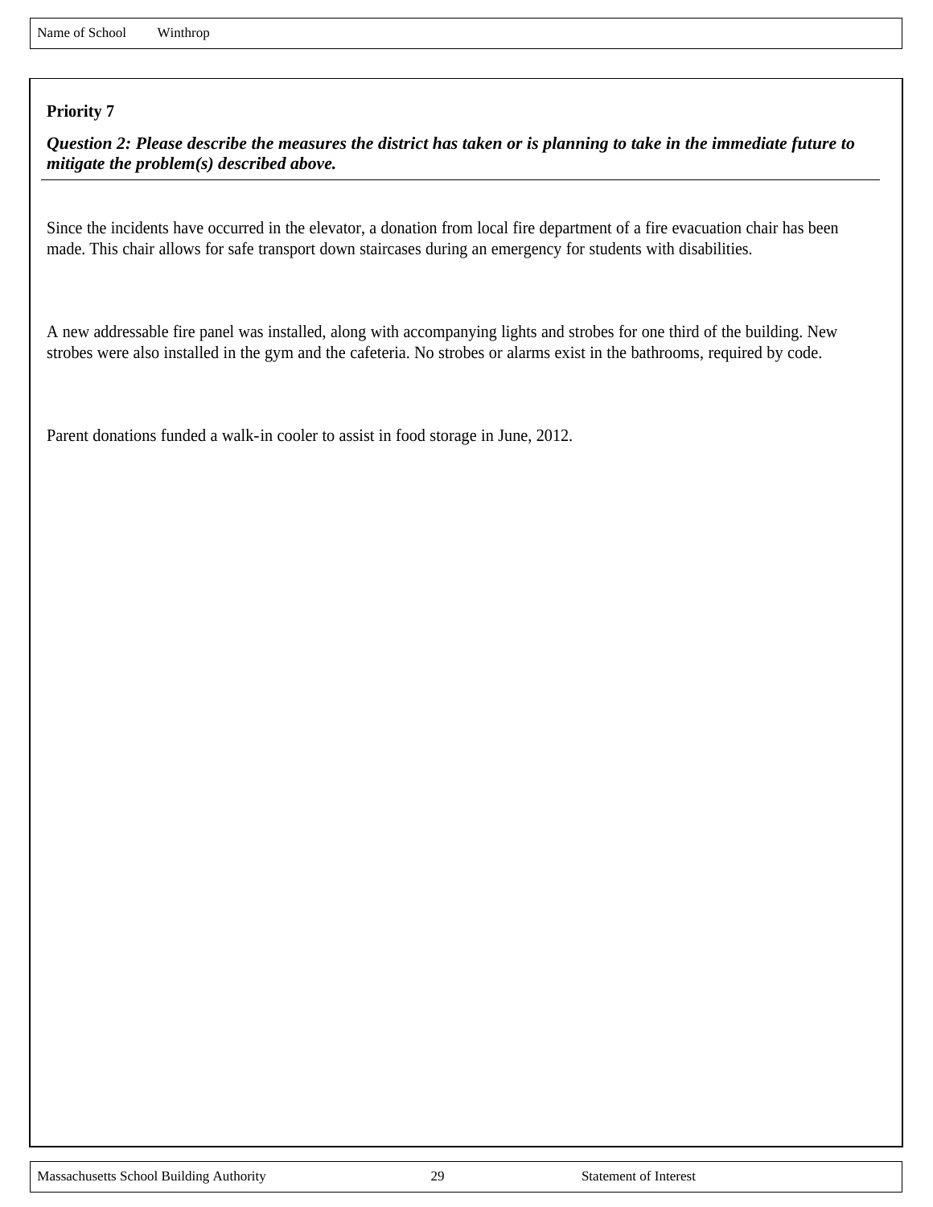Name of School Winthrop

**Priority 7**

***Question 2: Please describe the measures the district has taken or is planning to take in the immediate future to mitigate the problem(s) described above.***

Since the incidents have occurred in the elevator, a donation from local fire department of a fire evacuation chair has been made. This chair allows for safe transport down staircases during an emergency for students with disabilities.

A new addressable fire panel was installed, along with accompanying lights and strobes for one third of the building. New strobes were also installed in the gym and the cafeteria. No strobes or alarms exist in the bathrooms, required by code.

Parent donations funded a walk-in cooler to assist in food storage in June, 2012.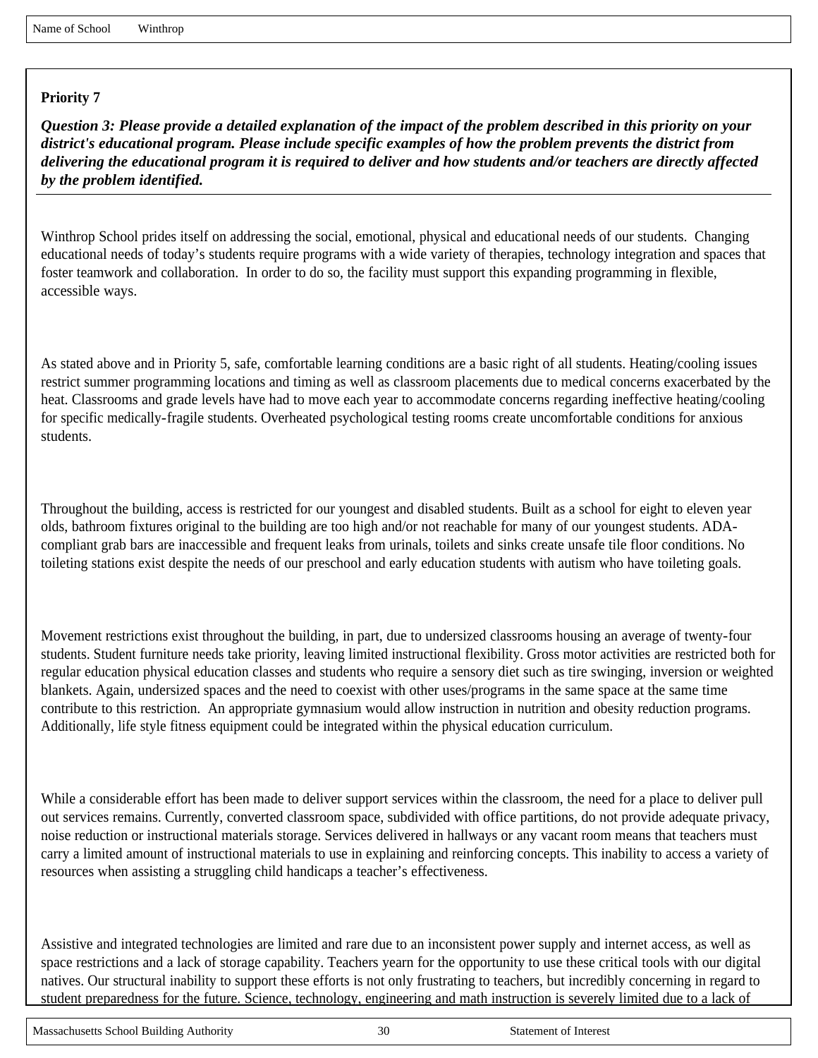Name of School Winthrop

**Priority 7**

***Question 3: Please provide a detailed explanation of the impact of the problem described in this priority on your district's educational program. Please include specific examples of how the problem prevents the district from delivering the educational program it is required to deliver and how students and/or teachers are directly affected by the problem identified.***

Winthrop School prides itself on addressing the social, emotional, physical and educational needs of our students. Changing educational needs of today's students require programs with a wide variety of therapies, technology integration and spaces that foster teamwork and collaboration. In order to do so, the facility must support this expanding programming in flexible, accessible ways.

As stated above and in Priority 5, safe, comfortable learning conditions are a basic right of all students. Heating/cooling issues restrict summer programming locations and timing as well as classroom placements due to medical concerns exacerbated by the heat. Classrooms and grade levels have had to move each year to accommodate concerns regarding ineffective heating/cooling for specific medically-fragile students. Overheated psychological testing rooms create uncomfortable conditions for anxious students.

Throughout the building, access is restricted for our youngest and disabled students. Built as a school for eight to eleven year olds, bathroom fixtures original to the building are too high and/or not reachable for many of our youngest students. ADA-compliant grab bars are inaccessible and frequent leaks from urinals, toilets and sinks create unsafe tile floor conditions. No toileting stations exist despite the needs of our preschool and early education students with autism who have toileting goals.

Movement restrictions exist throughout the building, in part, due to undersized classrooms housing an average of twenty-four students. Student furniture needs take priority, leaving limited instructional flexibility. Gross motor activities are restricted both for regular education physical education classes and students who require a sensory diet such as tire swinging, inversion or weighted blankets. Again, undersized spaces and the need to coexist with other uses/programs in the same space at the same time contribute to this restriction. An appropriate gymnasium would allow instruction in nutrition and obesity reduction programs. Additionally, life style fitness equipment could be integrated within the physical education curriculum.

While a considerable effort has been made to deliver support services within the classroom, the need for a place to deliver pull out services remains. Currently, converted classroom space, subdivided with office partitions, do not provide adequate privacy, noise reduction or instructional materials storage. Services delivered in hallways or any vacant room means that teachers must carry a limited amount of instructional materials to use in explaining and reinforcing concepts. This inability to access a variety of resources when assisting a struggling child handicaps a teacher's effectiveness.

Assistive and integrated technologies are limited and rare due to an inconsistent power supply and internet access, as well as space restrictions and a lack of storage capability. Teachers yearn for the opportunity to use these critical tools with our digital natives. Our structural inability to support these efforts is not only frustrating to teachers, but incredibly concerning in regard to student preparedness for the future. Science, technology, engineering and math instruction is severely limited due to a lack of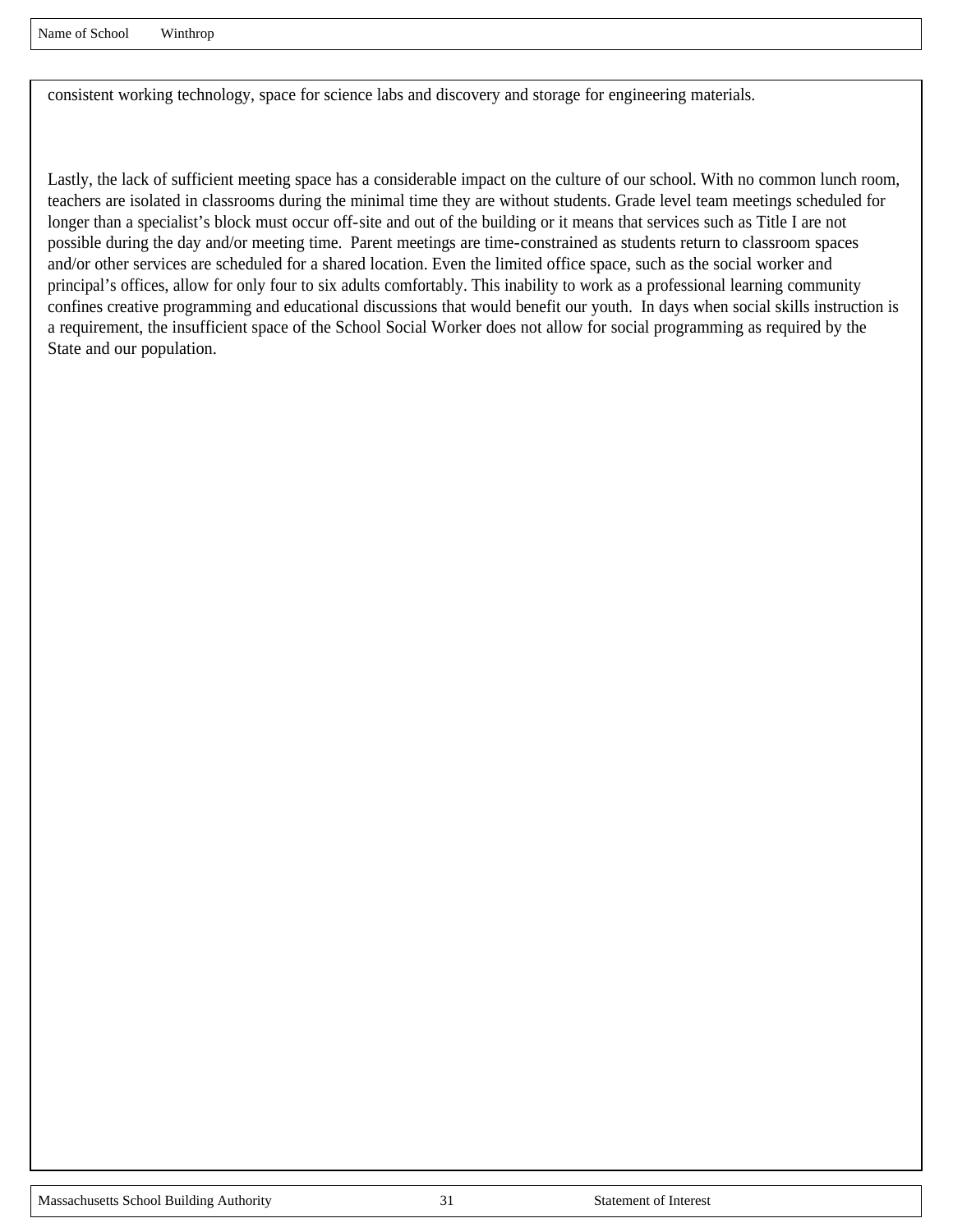consistent working technology, space for science labs and discovery and storage for engineering materials.

Lastly, the lack of sufficient meeting space has a considerable impact on the culture of our school. With no common lunch room, teachers are isolated in classrooms during the minimal time they are without students. Grade level team meetings scheduled for longer than a specialist's block must occur off-site and out of the building or it means that services such as Title I are not possible during the day and/or meeting time. Parent meetings are time-constrained as students return to classroom spaces and/or other services are scheduled for a shared location. Even the limited office space, such as the social worker and principal's offices, allow for only four to six adults comfortably. This inability to work as a professional learning community confines creative programming and educational discussions that would benefit our youth. In days when social skills instruction is a requirement, the insufficient space of the School Social Worker does not allow for social programming as required by the State and our population.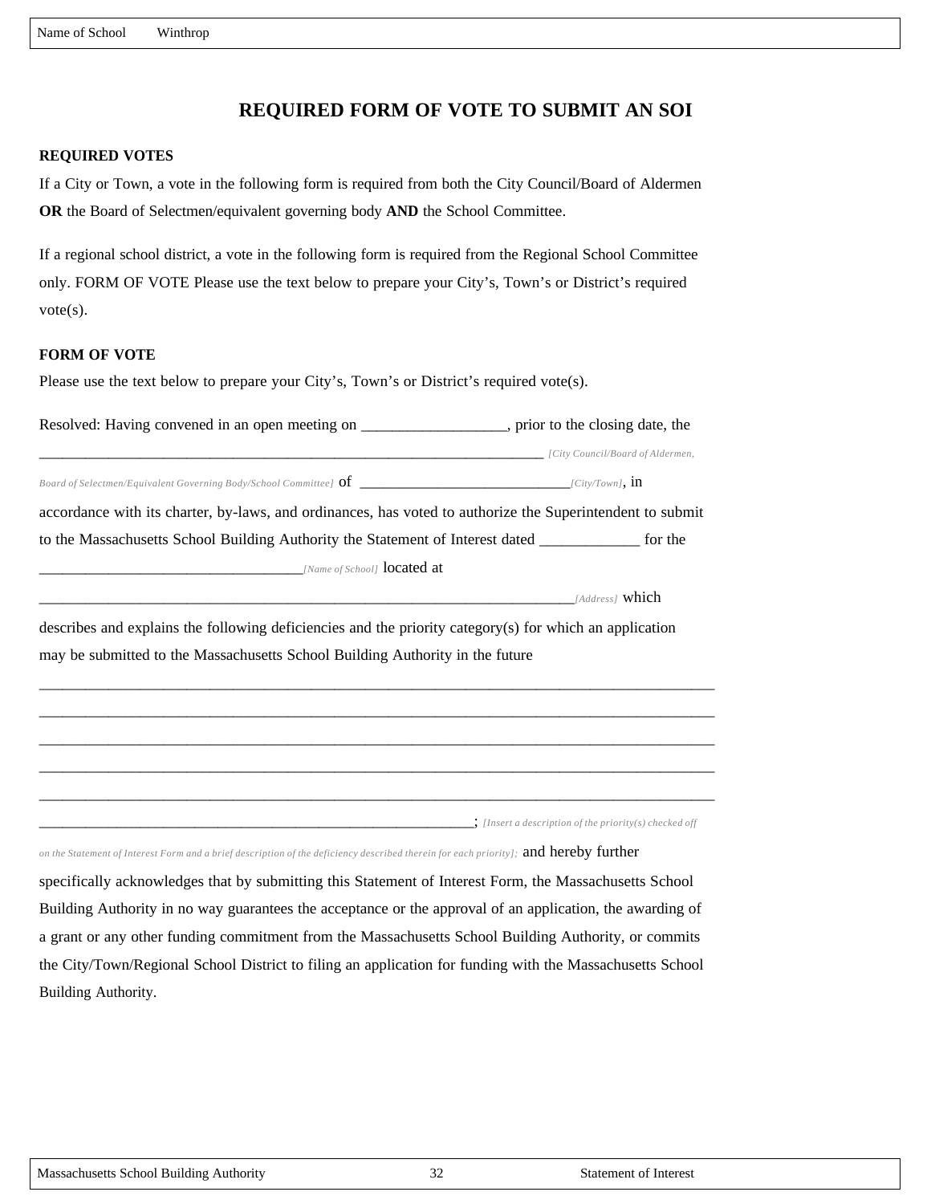# REQUIRED FORM OF VOTE TO SUBMIT AN SOI

**REQUIRED VOTES**

If a City or Town, a vote in the following form is required from both the City Council/Board of Aldermen **OR** the Board of Selectmen/equivalent governing body **AND** the School Committee.

If a regional school district, a vote in the following form is required from the Regional School Committee only. FORM OF VOTE Please use the text below to prepare your City's, Town's or District's required vote(s).

**FORM OF VOTE**

Please use the text below to prepare your City's, Town's or District's required vote(s).

Resolved: Having convened in an open meeting on __________________, prior to the closing date, the ________________________________________________________________ *[City Council/Board of Aldermen, Board of Selectmen/Equivalent Governing Body/School Committee]* of ___________________________*[City/Town]*, in accordance with its charter, by-laws, and ordinances, has voted to authorize the Superintendent to submit to the Massachusetts School Building Authority the Statement of Interest dated ____________ for the _________________________________*[Name of School]* located at ______________________________________________________________________*[Address]* which describes and explains the following deficiencies and the priority category(s) for which an application may be submitted to the Massachusetts School Building Authority in the future

_____________________________________________________________________________________

_____________________________________________________________________________________

_____________________________________________________________________________________

_____________________________________________________________________________________

_____________________________________________________________________________________

___________________________________________________________; *[Insert a description of the priority(s) checked off on the Statement of Interest Form and a brief description of the deficiency described therein for each priority];* and hereby further specifically acknowledges that by submitting this Statement of Interest Form, the Massachusetts School Building Authority in no way guarantees the acceptance or the approval of an application, the awarding of a grant or any other funding commitment from the Massachusetts School Building Authority, or commits the City/Town/Regional School District to filing an application for funding with the Massachusetts School Building Authority.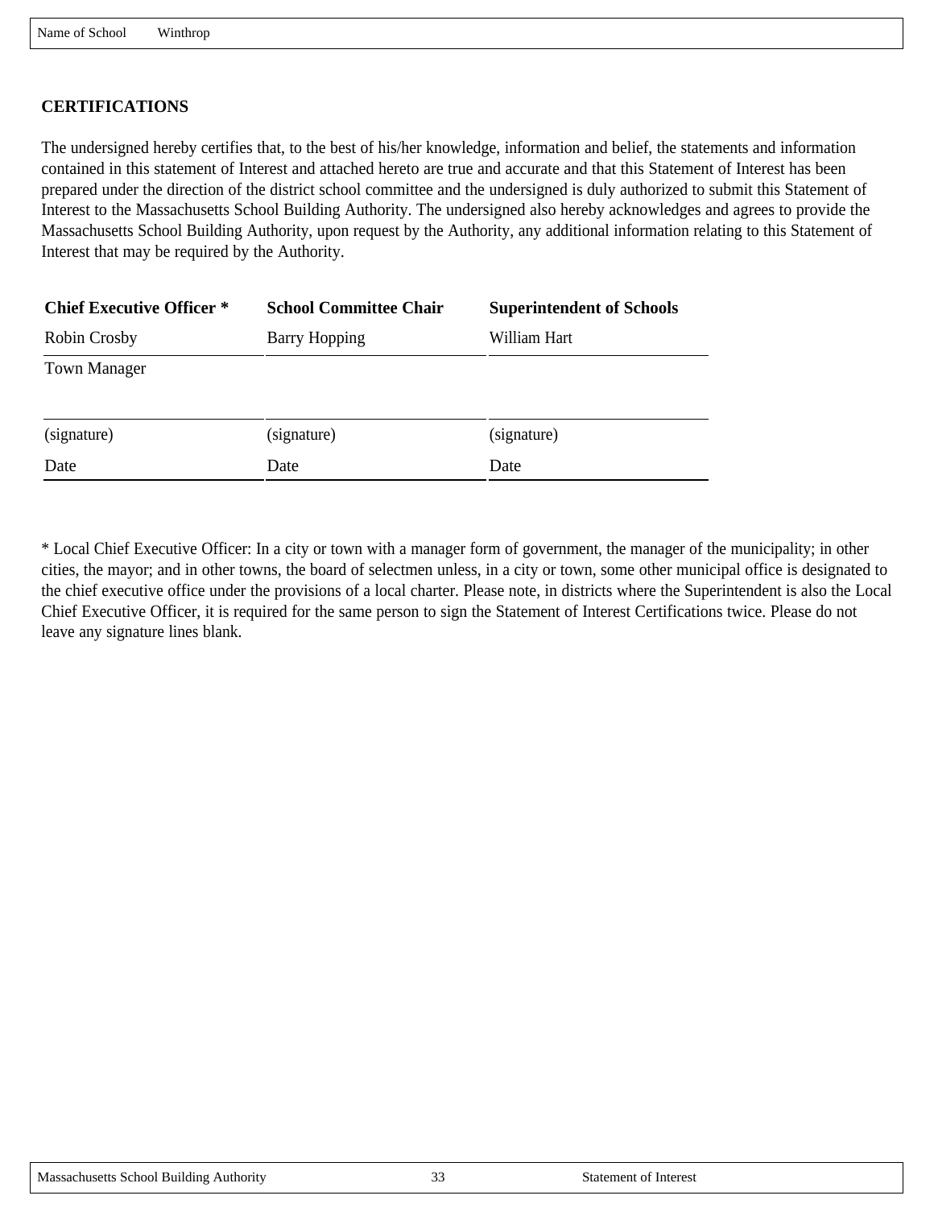Name of School Winthrop

**CERTIFICATIONS**

The undersigned hereby certifies that, to the best of his/her knowledge, information and belief, the statements and information contained in this statement of Interest and attached hereto are true and accurate and that this Statement of Interest has been prepared under the direction of the district school committee and the undersigned is duly authorized to submit this Statement of Interest to the Massachusetts School Building Authority. The undersigned also hereby acknowledges and agrees to provide the Massachusetts School Building Authority, upon request by the Authority, any additional information relating to this Statement of Interest that may be required by the Authority.

| **Chief Executive Officer *** | **School Committee Chair** | **Superintendent of Schools** |
|---|---|---|
| Robin Crosby | Barry Hopping | William Hart |
| Town Manager | | |
| (signature) | (signature) | (signature) |
| Date | Date | Date |

* Local Chief Executive Officer: In a city or town with a manager form of government, the manager of the municipality; in other cities, the mayor; and in other towns, the board of selectmen unless, in a city or town, some other municipal office is designated to the chief executive office under the provisions of a local charter. Please note, in districts where the Superintendent is also the Local Chief Executive Officer, it is required for the same person to sign the Statement of Interest Certifications twice. Please do not leave any signature lines blank.